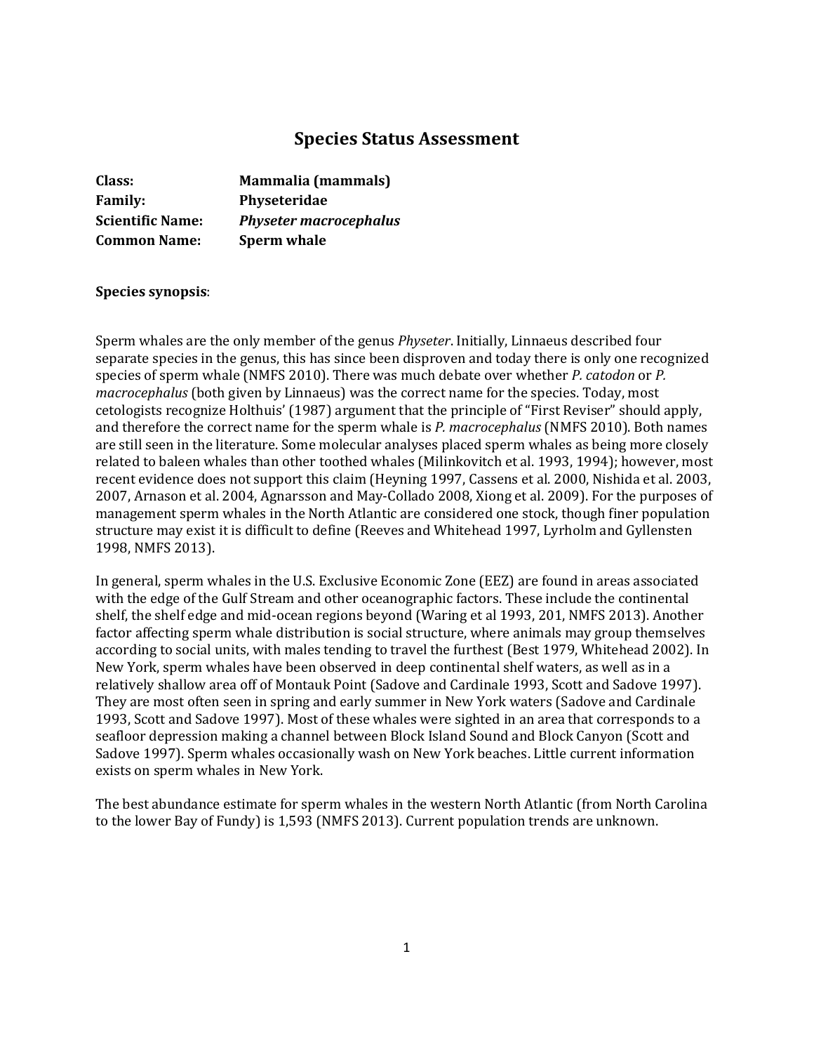# Species Status Assessment

**Class:** **Mammalia (mammals)**
**Family:** **Physeteridae**
**Scientific Name:** ***Physeter macrocephalus***
**Common Name:** **Sperm whale**

**Species synopsis**:

Sperm whales are the only member of the genus *Physeter*. Initially, Linnaeus described four separate species in the genus, this has since been disproven and today there is only one recognized species of sperm whale (NMFS 2010). There was much debate over whether *P. catodon* or *P. macrocephalus* (both given by Linnaeus) was the correct name for the species. Today, most cetologists recognize Holthuis' (1987) argument that the principle of "First Reviser" should apply, and therefore the correct name for the sperm whale is *P. macrocephalus* (NMFS 2010). Both names are still seen in the literature. Some molecular analyses placed sperm whales as being more closely related to baleen whales than other toothed whales (Milinkovitch et al. 1993, 1994); however, most recent evidence does not support this claim (Heyning 1997, Cassens et al. 2000, Nishida et al. 2003, 2007, Arnason et al. 2004, Agnarsson and May-Collado 2008, Xiong et al. 2009). For the purposes of management sperm whales in the North Atlantic are considered one stock, though finer population structure may exist it is difficult to define (Reeves and Whitehead 1997, Lyrholm and Gyllensten 1998, NMFS 2013).

In general, sperm whales in the U.S. Exclusive Economic Zone (EEZ) are found in areas associated with the edge of the Gulf Stream and other oceanographic factors. These include the continental shelf, the shelf edge and mid-ocean regions beyond (Waring et al 1993, 201, NMFS 2013). Another factor affecting sperm whale distribution is social structure, where animals may group themselves according to social units, with males tending to travel the furthest (Best 1979, Whitehead 2002). In New York, sperm whales have been observed in deep continental shelf waters, as well as in a relatively shallow area off of Montauk Point (Sadove and Cardinale 1993, Scott and Sadove 1997). They are most often seen in spring and early summer in New York waters (Sadove and Cardinale 1993, Scott and Sadove 1997). Most of these whales were sighted in an area that corresponds to a seafloor depression making a channel between Block Island Sound and Block Canyon (Scott and Sadove 1997). Sperm whales occasionally wash on New York beaches. Little current information exists on sperm whales in New York.

The best abundance estimate for sperm whales in the western North Atlantic (from North Carolina to the lower Bay of Fundy) is 1,593 (NMFS 2013). Current population trends are unknown.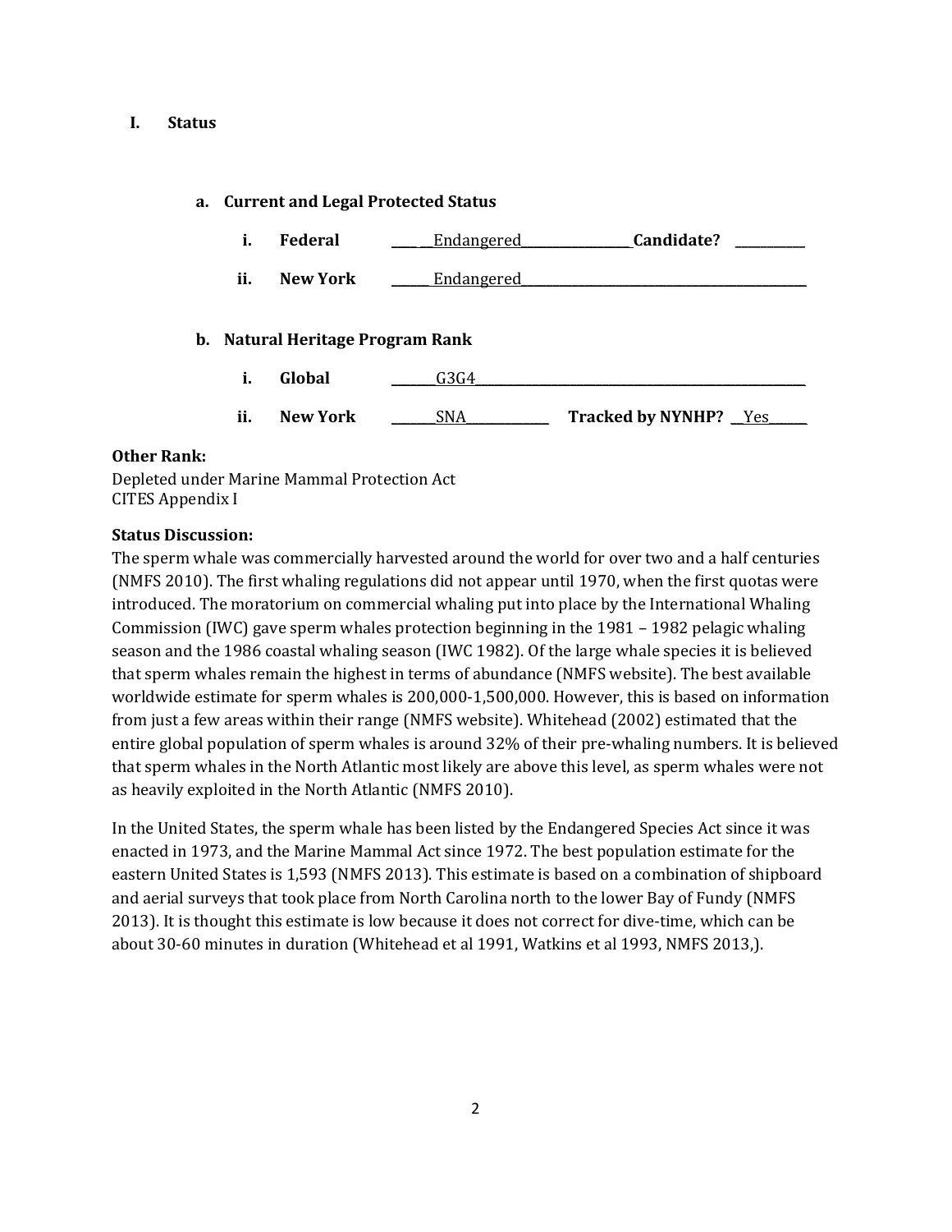## I. Status

### a. Current and Legal Protected Status

i. **Federal** ____ __Endangered________________**Candidate?** __________

ii. **New York** ______ Endangered____________________________________________

### b. Natural Heritage Program Rank

i. **Global** _______G3G4__________________________________________________

ii. **New York** _______SNA____________ **Tracked by NYNHP?** __Yes______

**Other Rank:**

Depleted under Marine Mammal Protection Act
CITES Appendix I

**Status Discussion:**

The sperm whale was commercially harvested around the world for over two and a half centuries (NMFS 2010). The first whaling regulations did not appear until 1970, when the first quotas were introduced. The moratorium on commercial whaling put into place by the International Whaling Commission (IWC) gave sperm whales protection beginning in the 1981 – 1982 pelagic whaling season and the 1986 coastal whaling season (IWC 1982). Of the large whale species it is believed that sperm whales remain the highest in terms of abundance (NMFS website). The best available worldwide estimate for sperm whales is 200,000-1,500,000. However, this is based on information from just a few areas within their range (NMFS website). Whitehead (2002) estimated that the entire global population of sperm whales is around 32% of their pre-whaling numbers. It is believed that sperm whales in the North Atlantic most likely are above this level, as sperm whales were not as heavily exploited in the North Atlantic (NMFS 2010).

In the United States, the sperm whale has been listed by the Endangered Species Act since it was enacted in 1973, and the Marine Mammal Act since 1972. The best population estimate for the eastern United States is 1,593 (NMFS 2013). This estimate is based on a combination of shipboard and aerial surveys that took place from North Carolina north to the lower Bay of Fundy (NMFS 2013). It is thought this estimate is low because it does not correct for dive-time, which can be about 30-60 minutes in duration (Whitehead et al 1991, Watkins et al 1993, NMFS 2013,).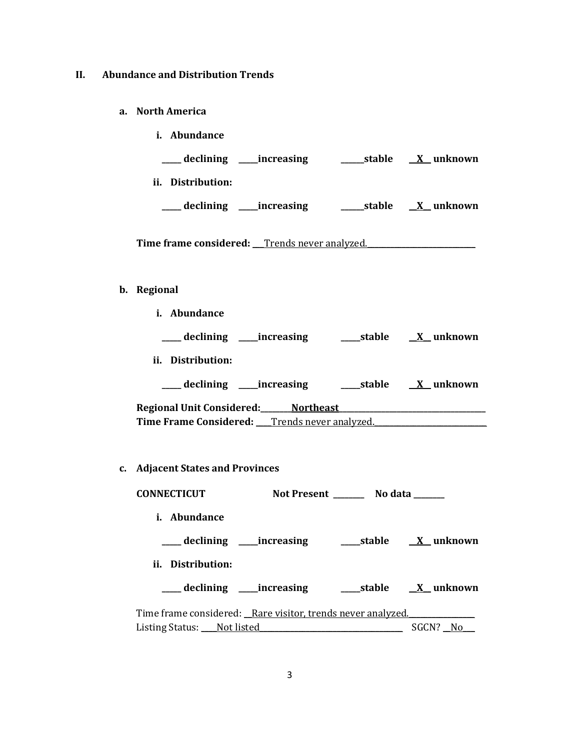## II. Abundance and Distribution Trends

### a. North America

**i. Abundance**

**_____ declining _____increasing ______stable __X__ unknown**

**ii. Distribution:**

**_____ declining _____increasing ______stable __X__ unknown**

**Time frame considered:** ___Trends never analyzed.___________________________

### b. Regional

**i. Abundance**

**_____ declining _____increasing _____stable __X__ unknown**

**ii. Distribution:**

**_____ declining _____increasing _____stable __X__ unknown**

**Regional Unit Considered:**________**Northeast**______________________________________
**Time Frame Considered:** ____Trends never analyzed.____________________________

### c. Adjacent States and Provinces

**CONNECTICUT** **Not Present** ________ **No data** ________

**i. Abundance**

**_____ declining _____increasing _____stable __X__ unknown**

**ii. Distribution:**

**_____ declining _____increasing _____stable __X__ unknown**

Time frame considered: __Rare visitor, trends never analyzed.________________
Listing Status: ____Not listed_____________________________________ SGCN? __No___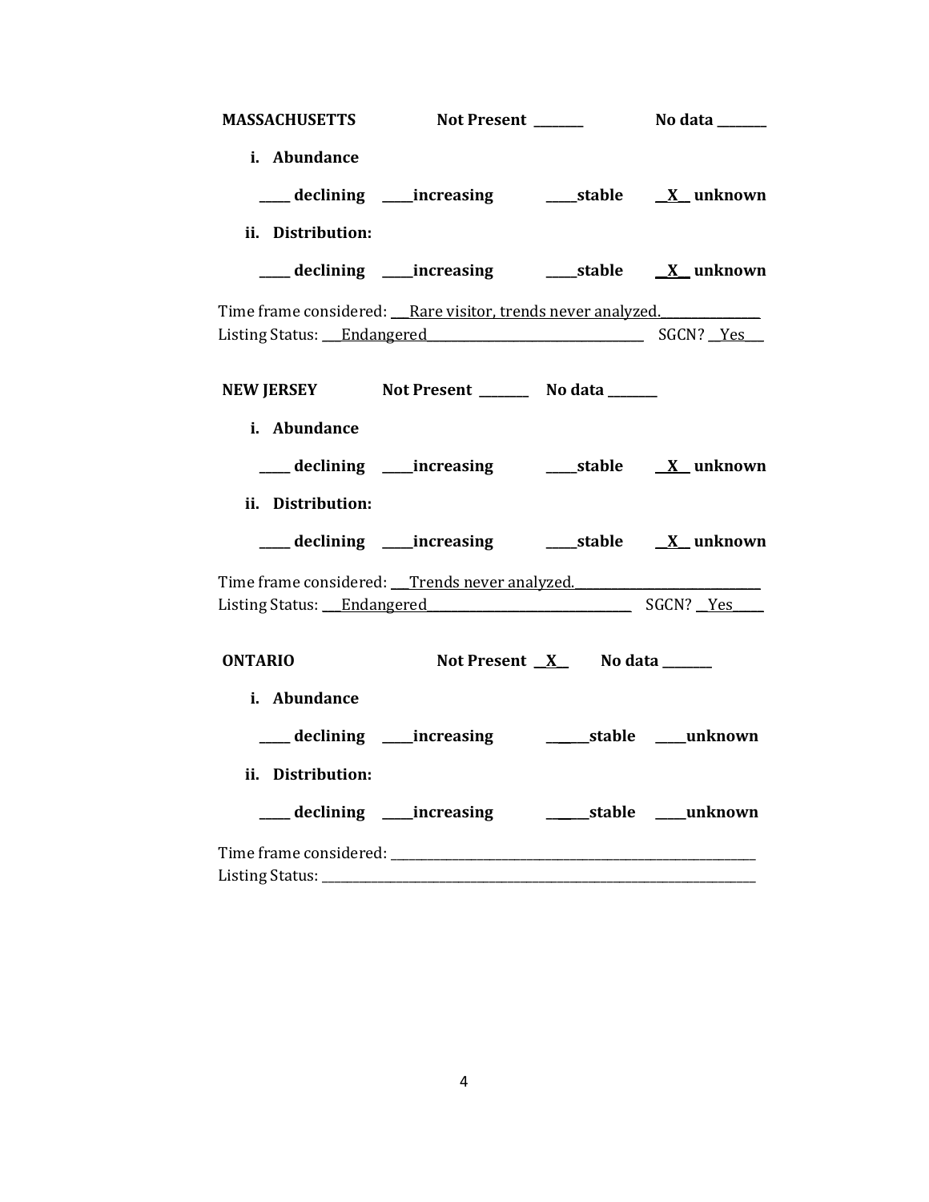**MASSACHUSETTS** **Not Present _______** **No data _______**

**i. Abundance**

**_____ declining _____increasing _____stable __X__ unknown**

**ii. Distribution:**

**_____ declining _____increasing _____stable __X__ unknown**

Time frame considered: ___Rare visitor, trends never analyzed.________________

Listing Status: ___Endangered__________________________________ SGCN? __Yes___

**NEW JERSEY** **Not Present _______** **No data _______**

**i. Abundance**

**_____ declining _____increasing _____stable __X__ unknown**

**ii. Distribution:**

**_____ declining _____increasing _____stable __X__ unknown**

Time frame considered: ___Trends never analyzed.____________________________

Listing Status: ___Endangered_______________________________ SGCN? __Yes_____

**ONTARIO** **Not Present __X__** **No data _______**

**i. Abundance**

**_____ declining _____increasing ______stable _____unknown**

**ii. Distribution:**

**_____ declining _____increasing ______stable _____unknown**

Time frame considered: ________________________________________________________

Listing Status: _______________________________________________________________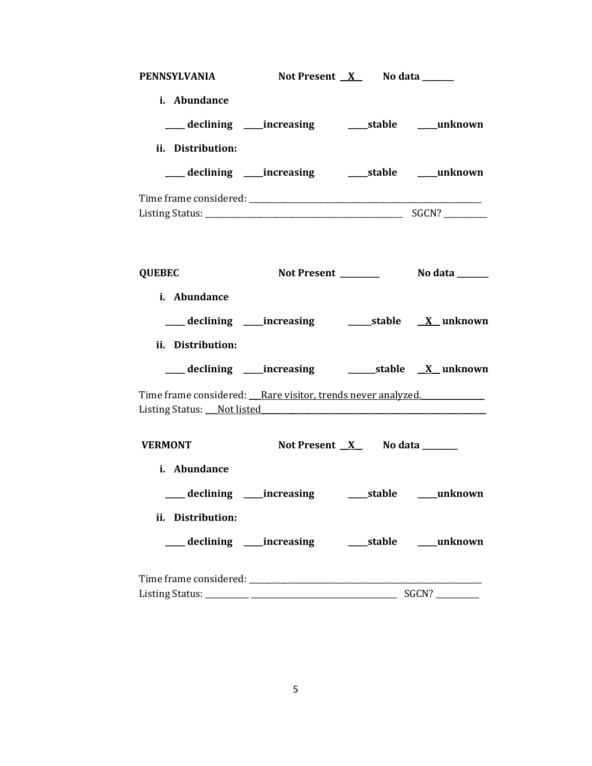**PENNSYLVANIA** Not Present \_\_X\_\_ No data \_\_\_\_\_\_\_

**i. Abundance**

**\_\_\_\_\_ declining \_\_\_\_\_increasing \_\_\_\_\_stable \_\_\_\_\_unknown**

**ii. Distribution:**

**\_\_\_\_\_ declining \_\_\_\_\_increasing \_\_\_\_\_stable \_\_\_\_\_unknown**

Time frame considered: \_\_\_\_\_\_\_\_\_\_\_\_\_\_\_\_\_\_\_\_\_\_\_\_\_\_\_\_\_\_\_\_\_\_\_\_\_\_\_\_\_\_\_\_\_\_\_\_\_\_\_
Listing Status: \_\_\_\_\_\_\_\_\_\_\_\_\_\_\_\_\_\_\_\_\_\_\_\_\_\_\_\_\_\_\_\_\_\_\_\_\_\_\_\_\_ SGCN? \_\_\_\_\_\_\_\_\_\_

**QUEBEC** Not Present \_\_\_\_\_\_\_\_\_ No data \_\_\_\_\_\_\_

**i. Abundance**

**\_\_\_\_\_ declining \_\_\_\_\_increasing \_\_\_\_\_\_stable \_\_X\_\_ unknown**

**ii. Distribution:**

**\_\_\_\_\_ declining \_\_\_\_\_increasing \_\_\_\_\_\_stable \_\_X\_\_ unknown**

Time frame considered: \_\_\_Rare visitor, trends never analyzed.\_\_\_\_\_\_\_\_\_\_\_\_\_\_\_
Listing Status: \_\_\_Not listed\_\_\_\_\_\_\_\_\_\_\_\_\_\_\_\_\_\_\_\_\_\_\_\_\_\_\_\_\_\_\_\_\_\_\_\_\_\_\_\_\_\_\_\_\_\_\_\_

**VERMONT** Not Present \_\_X\_\_ No data \_\_\_\_\_\_\_\_

**i. Abundance**

**\_\_\_\_\_ declining \_\_\_\_\_increasing \_\_\_\_\_stable \_\_\_\_\_unknown**

**ii. Distribution:**

**\_\_\_\_\_ declining \_\_\_\_\_increasing \_\_\_\_\_stable \_\_\_\_\_unknown**

Time frame considered: \_\_\_\_\_\_\_\_\_\_\_\_\_\_\_\_\_\_\_\_\_\_\_\_\_\_\_\_\_\_\_\_\_\_\_\_\_\_\_\_\_\_\_\_\_\_\_\_\_\_\_
Listing Status: \_\_\_\_\_\_\_\_\_\_ \_\_\_\_\_\_\_\_\_\_\_\_\_\_\_\_\_\_\_\_\_\_\_\_\_\_\_\_\_\_\_ SGCN? \_\_\_\_\_\_\_\_\_\_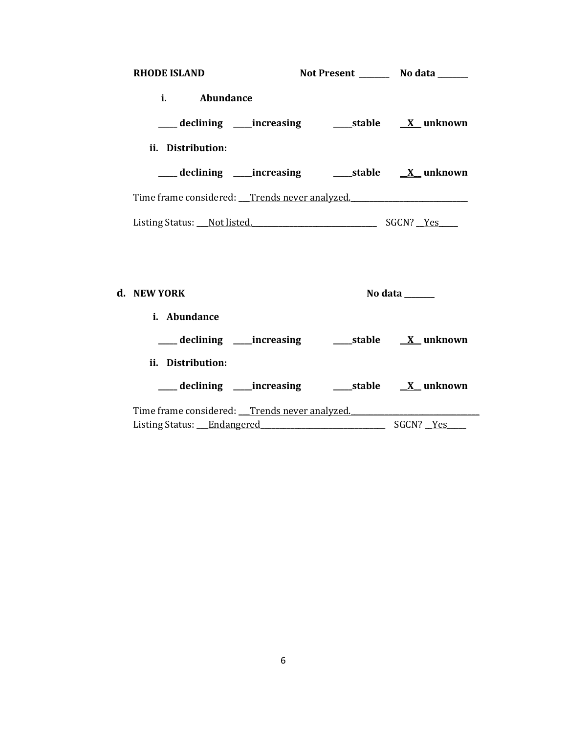**RHODE ISLAND** **Not Present \_\_\_\_\_\_\_\_ No data \_\_\_\_\_\_\_\_**

**i. Abundance**

**\_\_\_\_\_ declining \_\_\_\_\_increasing \_\_\_\_\_stable \_\_X\_\_ unknown**

**ii. Distribution:**

**\_\_\_\_\_ declining \_\_\_\_\_increasing \_\_\_\_\_stable \_\_X\_\_ unknown**

Time frame considered: \_\_\_Trends never analyzed.\_\_\_\_\_\_\_\_\_\_\_\_\_\_\_\_\_\_\_\_\_\_\_\_\_\_\_\_\_\_\_

Listing Status: \_\_\_Not listed.\_\_\_\_\_\_\_\_\_\_\_\_\_\_\_\_\_\_\_\_\_\_\_\_\_\_\_\_\_\_\_\_\_ SGCN? \_\_Yes\_\_\_\_\_

**d. NEW YORK** **No data \_\_\_\_\_\_\_\_**

**i. Abundance**

**\_\_\_\_\_ declining \_\_\_\_\_increasing \_\_\_\_\_stable \_\_X\_\_ unknown**

**ii. Distribution:**

**\_\_\_\_\_ declining \_\_\_\_\_increasing \_\_\_\_\_stable \_\_X\_\_ unknown**

Time frame considered: \_\_\_Trends never analyzed.\_\_\_\_\_\_\_\_\_\_\_\_\_\_\_\_\_\_\_\_\_\_\_\_\_\_\_\_\_\_\_\_\_\_
Listing Status: \_\_\_Endangered\_\_\_\_\_\_\_\_\_\_\_\_\_\_\_\_\_\_\_\_\_\_\_\_\_\_\_\_\_\_\_\_\_\_ SGCN? \_\_Yes\_\_\_\_\_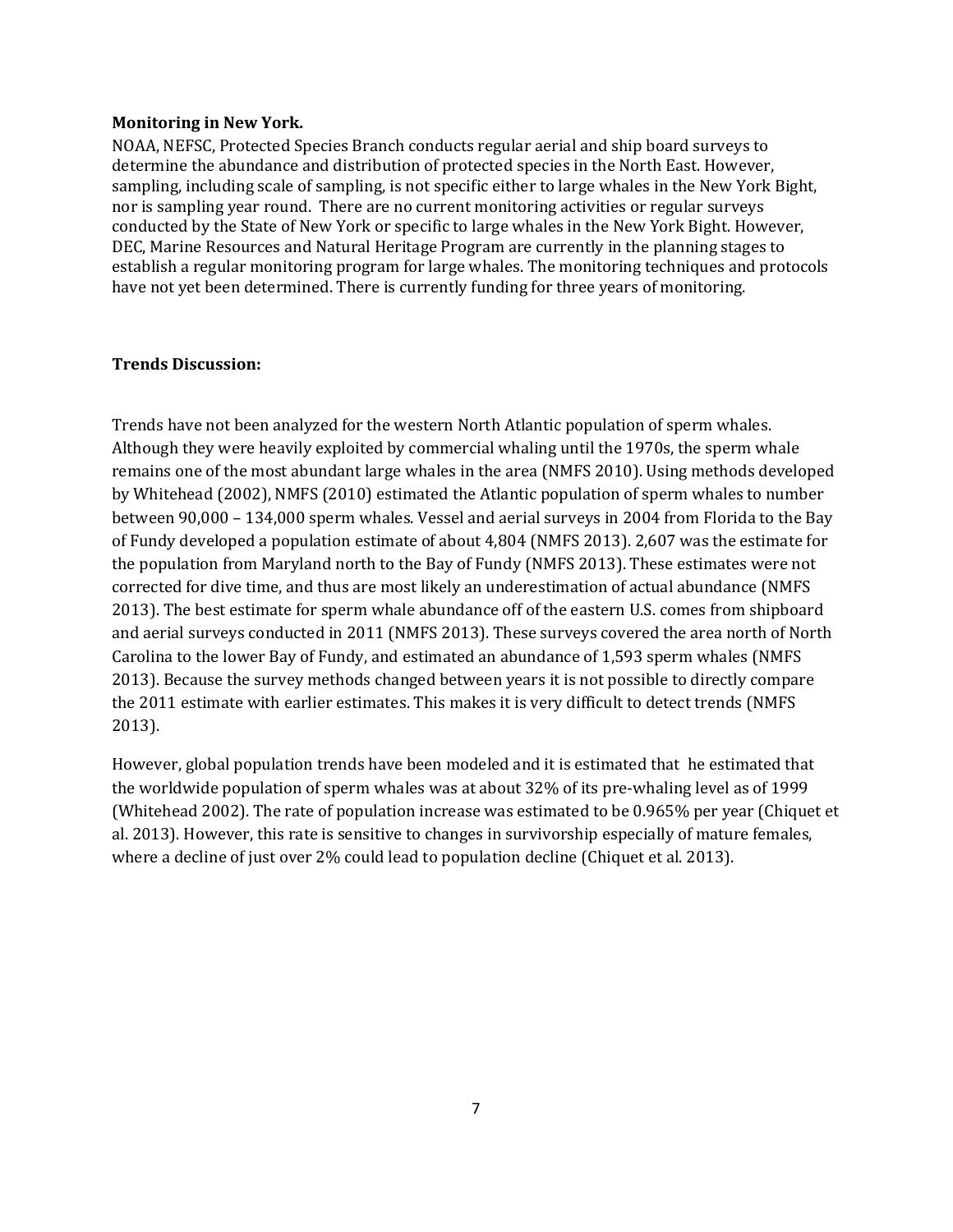**Monitoring in New York.**
NOAA, NEFSC, Protected Species Branch conducts regular aerial and ship board surveys to determine the abundance and distribution of protected species in the North East. However, sampling, including scale of sampling, is not specific either to large whales in the New York Bight, nor is sampling year round. There are no current monitoring activities or regular surveys conducted by the State of New York or specific to large whales in the New York Bight. However, DEC, Marine Resources and Natural Heritage Program are currently in the planning stages to establish a regular monitoring program for large whales. The monitoring techniques and protocols have not yet been determined. There is currently funding for three years of monitoring.

**Trends Discussion:**

Trends have not been analyzed for the western North Atlantic population of sperm whales. Although they were heavily exploited by commercial whaling until the 1970s, the sperm whale remains one of the most abundant large whales in the area (NMFS 2010). Using methods developed by Whitehead (2002), NMFS (2010) estimated the Atlantic population of sperm whales to number between 90,000 – 134,000 sperm whales. Vessel and aerial surveys in 2004 from Florida to the Bay of Fundy developed a population estimate of about 4,804 (NMFS 2013). 2,607 was the estimate for the population from Maryland north to the Bay of Fundy (NMFS 2013). These estimates were not corrected for dive time, and thus are most likely an underestimation of actual abundance (NMFS 2013). The best estimate for sperm whale abundance off of the eastern U.S. comes from shipboard and aerial surveys conducted in 2011 (NMFS 2013). These surveys covered the area north of North Carolina to the lower Bay of Fundy, and estimated an abundance of 1,593 sperm whales (NMFS 2013). Because the survey methods changed between years it is not possible to directly compare the 2011 estimate with earlier estimates. This makes it is very difficult to detect trends (NMFS 2013).

However, global population trends have been modeled and it is estimated that he estimated that the worldwide population of sperm whales was at about 32% of its pre-whaling level as of 1999 (Whitehead 2002). The rate of population increase was estimated to be 0.965% per year (Chiquet et al. 2013). However, this rate is sensitive to changes in survivorship especially of mature females, where a decline of just over 2% could lead to population decline (Chiquet et al. 2013).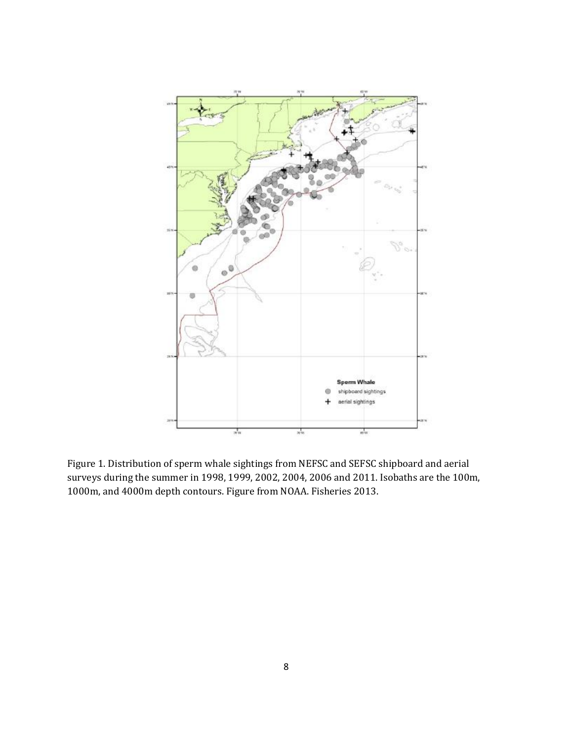Figure 1. Distribution of sperm whale sightings from NEFSC and SEFSC shipboard and aerial surveys during the summer in 1998, 1999, 2002, 2004, 2006 and 2011. Isobaths are the 100m, 1000m, and 4000m depth contours. Figure from NOAA. Fisheries 2013.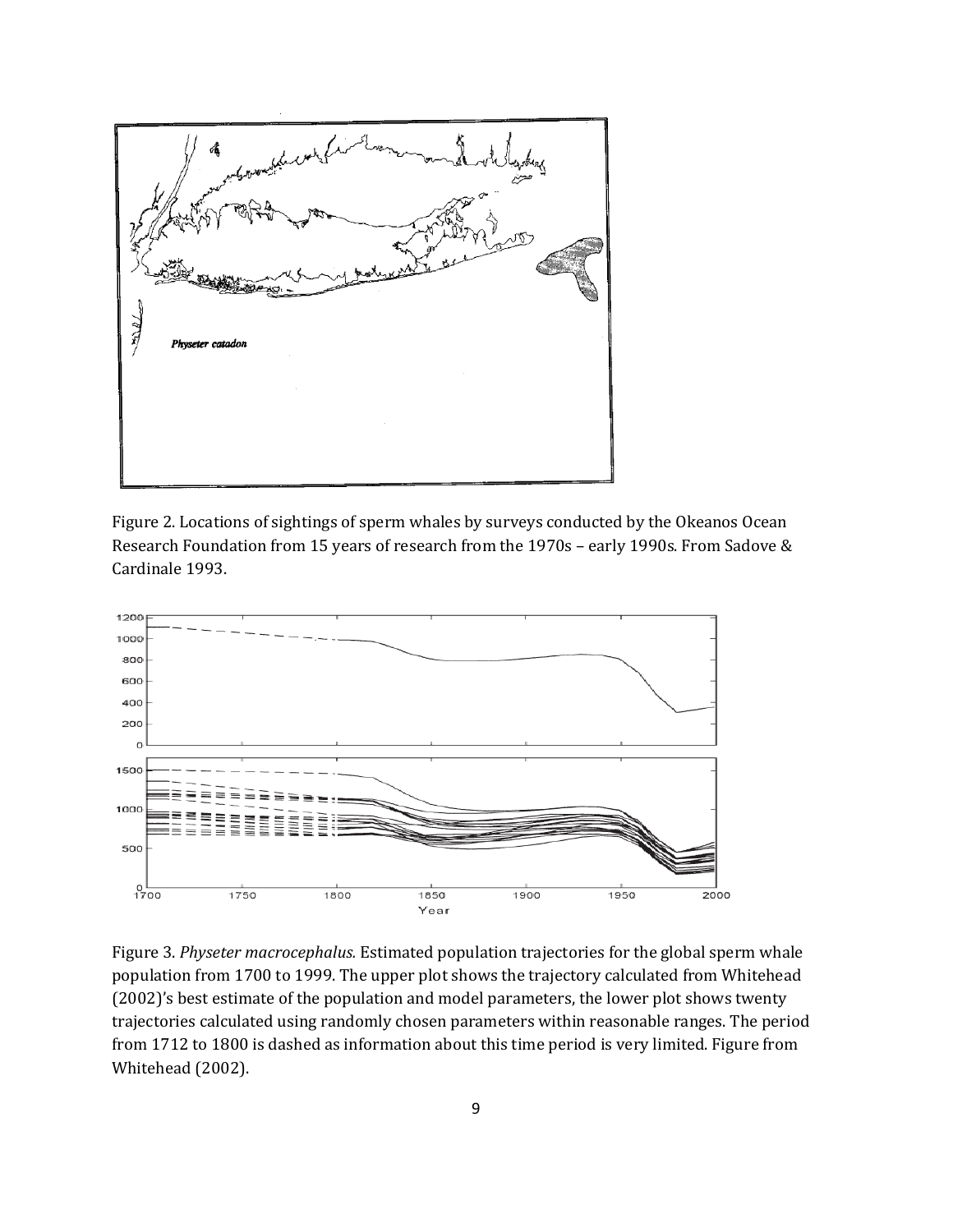Figure 2. Locations of sightings of sperm whales by surveys conducted by the Okeanos Ocean Research Foundation from 15 years of research from the 1970s – early 1990s. From Sadove & Cardinale 1993.

Figure 3. *Physeter macrocephalus.* Estimated population trajectories for the global sperm whale population from 1700 to 1999. The upper plot shows the trajectory calculated from Whitehead (2002)'s best estimate of the population and model parameters, the lower plot shows twenty trajectories calculated using randomly chosen parameters within reasonable ranges. The period from 1712 to 1800 is dashed as information about this time period is very limited. Figure from Whitehead (2002).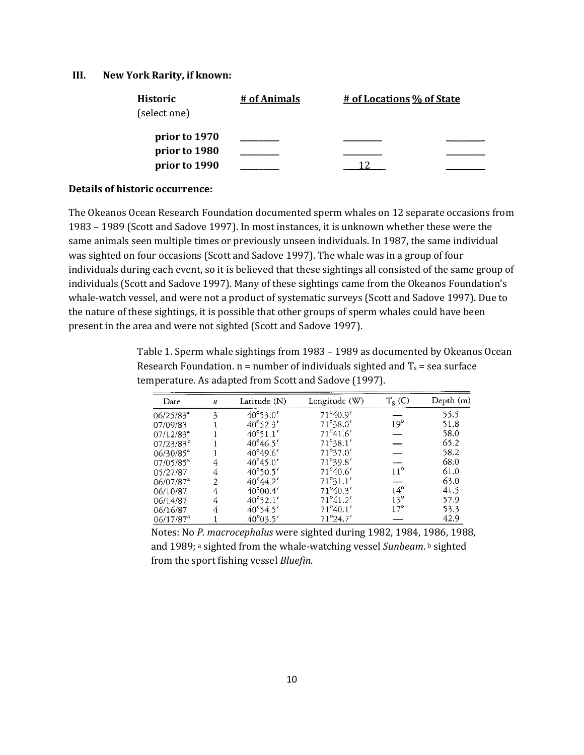### III. New York Rarity, if known:

| Historic (select one) | # of Animals | # of Locations | % of State |
|---|---|---|---|
| **prior to 1970** | ________ | ________ | ________ |
| **prior to 1980** | ________ | ________ | ________ |
| **prior to 1990** | ________ | 12 | ________ |

**Details of historic occurrence:**

The Okeanos Ocean Research Foundation documented sperm whales on 12 separate occasions from 1983 – 1989 (Scott and Sadove 1997). In most instances, it is unknown whether these were the same animals seen multiple times or previously unseen individuals. In 1987, the same individual was sighted on four occasions (Scott and Sadove 1997). The whale was in a group of four individuals during each event, so it is believed that these sightings all consisted of the same group of individuals (Scott and Sadove 1997). Many of these sightings came from the Okeanos Foundation's whale-watch vessel, and were not a product of systematic surveys (Scott and Sadove 1997). Due to the nature of these sightings, it is possible that other groups of sperm whales could have been present in the area and were not sighted (Scott and Sadove 1997).

Table 1. Sperm whale sightings from 1983 – 1989 as documented by Okeanos Ocean Research Foundation. n = number of individuals sighted and $T_s$ = sea surface temperature. As adapted from Scott and Sadove (1997).

| Date | $n$ | Latitude (N) | Longitude (W) | $T_S$ (C) | Depth (m) |
|---|---|---|---|---|---|
| 06/25/83[a] | 3 | 40°53.0′ | 71°40.9′ | — | 55.5 |
| 07/09/83 | 1 | 40°52.3′ | 71°38.0′ | 19° | 51.8 |
| 07/12/83[a] | 1 | 40°51.1′ | 71°41.6′ | — | 58.0 |
| 07/23/83[b] | 1 | 40°46.5′ | 71°38.1′ | — | 65.2 |
| 06/30/85[a] | 1 | 40°49.6′ | 71°37.0′ | — | 58.2 |
| 07/05/85[a] | 4 | 40°45.0′ | 71°39.8′ | — | 68.0 |
| 05/27/87 | 4 | 40°50.5′ | 71°40.6′ | 11° | 61.0 |
| 06/07/87[a] | 2 | 40°44.2′ | 71°31.1′ | — | 63.0 |
| 06/10/87 | 4 | 40°00.4′ | 71°40.3′ | 14° | 41.5 |
| 06/14/87 | 4 | 40°52.1′ | 71°41.2′ | 13° | 57.9 |
| 06/16/87 | 4 | 40°54.5′ | 71°40.1′ | 17° | 53.3 |
| 06/17/87[a] | 1 | 40°03.5′ | 71°24.7′ | — | 42.9 |

Notes: No *P. macrocephalus* were sighted during 1982, 1984, 1986, 1988, and 1989; [a] sighted from the whale-watching vessel *Sunbeam*. [b] sighted from the sport fishing vessel *Bluefin*.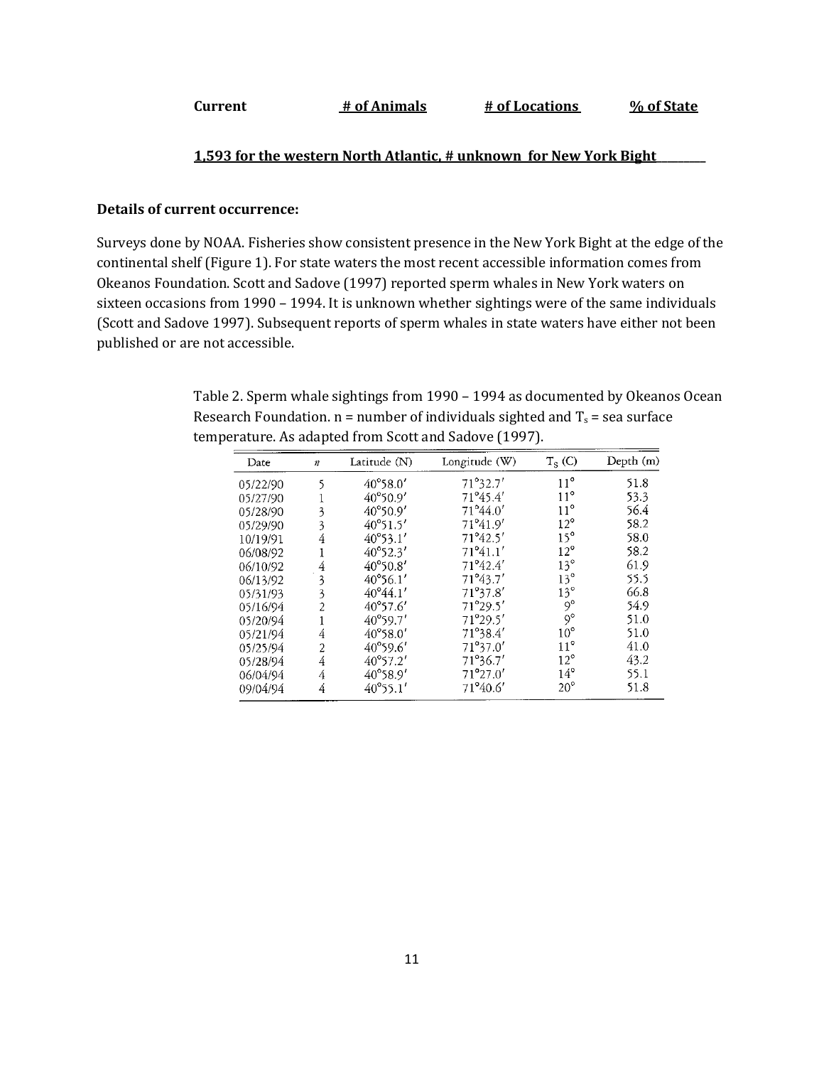| **Current** | **# of Animals** | **# of Locations** | **% of State** |
|---|---|---|---|

**1,593 for the western North Atlantic, # unknown for New York Bight**

**Details of current occurrence:**

Surveys done by NOAA. Fisheries show consistent presence in the New York Bight at the edge of the continental shelf (Figure 1). For state waters the most recent accessible information comes from Okeanos Foundation. Scott and Sadove (1997) reported sperm whales in New York waters on sixteen occasions from 1990 – 1994. It is unknown whether sightings were of the same individuals (Scott and Sadove 1997). Subsequent reports of sperm whales in state waters have either not been published or are not accessible.

Table 2. Sperm whale sightings from 1990 – 1994 as documented by Okeanos Ocean Research Foundation. n = number of individuals sighted and $T_s$ = sea surface temperature. As adapted from Scott and Sadove (1997).

| Date | $n$ | Latitude (N) | Longitude (W) | $T_S$ (C) | Depth (m) |
|---|---|---|---|---|---|
| 05/22/90 | 5 | 40°58.0′ | 71°32.7′ | 11° | 51.8 |
| 05/27/90 | 1 | 40°50.9′ | 71°45.4′ | 11° | 53.3 |
| 05/28/90 | 3 | 40°50.9′ | 71°44.0′ | 11° | 56.4 |
| 05/29/90 | 3 | 40°51.5′ | 71°41.9′ | 12° | 58.2 |
| 10/19/91 | 4 | 40°53.1′ | 71°42.5′ | 15° | 58.0 |
| 06/08/92 | 1 | 40°52.3′ | 71°41.1′ | 12° | 58.2 |
| 06/10/92 | 4 | 40°50.8′ | 71°42.4′ | 13° | 61.9 |
| 06/13/92 | 3 | 40°56.1′ | 71°43.7′ | 13° | 55.5 |
| 05/31/93 | 3 | 40°44.1′ | 71°37.8′ | 13° | 66.8 |
| 05/16/94 | 2 | 40°57.6′ | 71°29.5′ | 9° | 54.9 |
| 05/20/94 | 1 | 40°59.7′ | 71°29.5′ | 9° | 51.0 |
| 05/21/94 | 4 | 40°58.0′ | 71°38.4′ | 10° | 51.0 |
| 05/25/94 | 2 | 40°59.6′ | 71°37.0′ | 11° | 41.0 |
| 05/28/94 | 4 | 40°57.2′ | 71°36.7′ | 12° | 43.2 |
| 06/04/94 | 4 | 40°58.9′ | 71°27.0′ | 14° | 55.1 |
| 09/04/94 | 4 | 40°55.1′ | 71°40.6′ | 20° | 51.8 |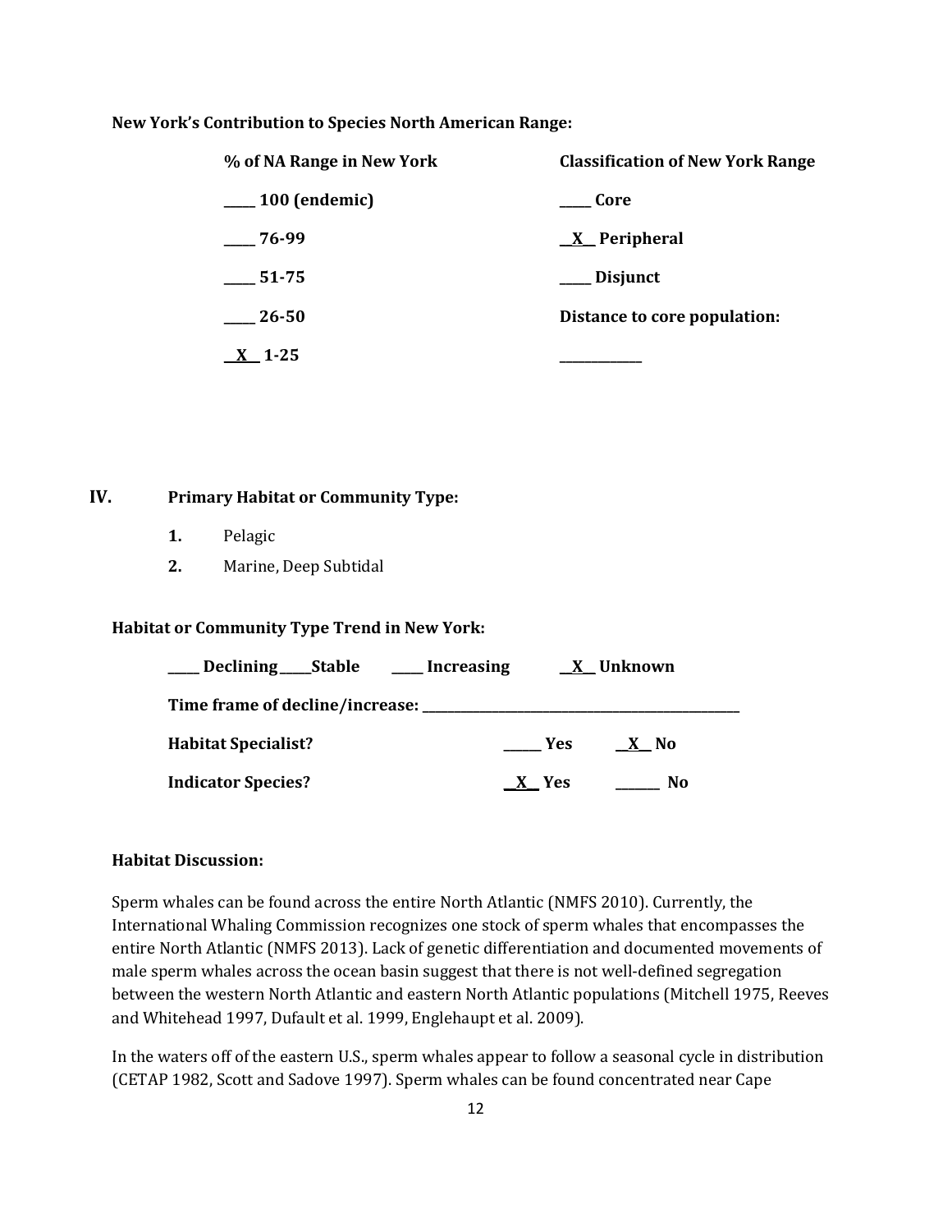**New York's Contribution to Species North American Range:**

| % of NA Range in New York | Classification of New York Range |
|---|---|
| _____ 100 (endemic) | _____ Core |
| _____ 76-99 | __X__ Peripheral |
| _____ 51-75 | _____ Disjunct |
| _____ 26-50 | Distance to core population: |
| __X__ 1-25 | _____________ |

## IV. Primary Habitat or Community Type:

1. Pelagic
2. Marine, Deep Subtidal

**Habitat or Community Type Trend in New York:**

_____ Declining _____ Stable _____ Increasing __X__ Unknown

**Time frame of decline/increase:** _______________________________________________

**Habitat Specialist?** ______ Yes __X__ No

**Indicator Species?** __X__ Yes ______ No

**Habitat Discussion:**

Sperm whales can be found across the entire North Atlantic (NMFS 2010). Currently, the International Whaling Commission recognizes one stock of sperm whales that encompasses the entire North Atlantic (NMFS 2013). Lack of genetic differentiation and documented movements of male sperm whales across the ocean basin suggest that there is not well-defined segregation between the western North Atlantic and eastern North Atlantic populations (Mitchell 1975, Reeves and Whitehead 1997, Dufault et al. 1999, Englehaupt et al. 2009).

In the waters off of the eastern U.S., sperm whales appear to follow a seasonal cycle in distribution (CETAP 1982, Scott and Sadove 1997). Sperm whales can be found concentrated near Cape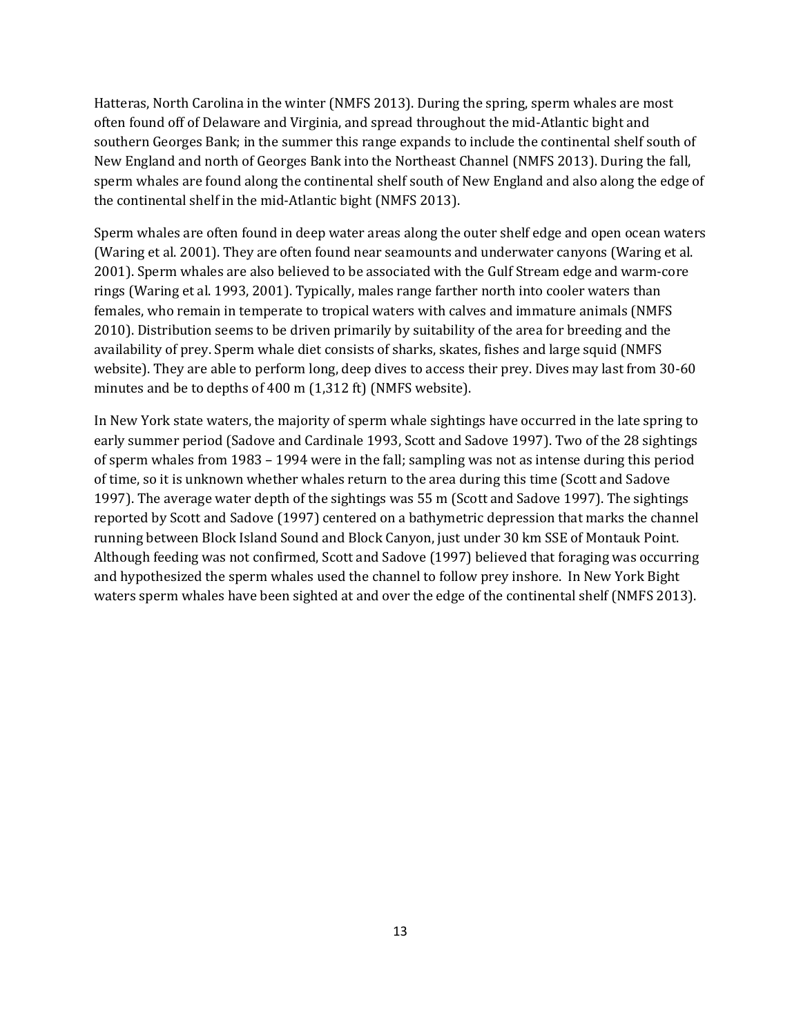Hatteras, North Carolina in the winter (NMFS 2013). During the spring, sperm whales are most often found off of Delaware and Virginia, and spread throughout the mid-Atlantic bight and southern Georges Bank; in the summer this range expands to include the continental shelf south of New England and north of Georges Bank into the Northeast Channel (NMFS 2013). During the fall, sperm whales are found along the continental shelf south of New England and also along the edge of the continental shelf in the mid-Atlantic bight (NMFS 2013).

Sperm whales are often found in deep water areas along the outer shelf edge and open ocean waters (Waring et al. 2001). They are often found near seamounts and underwater canyons (Waring et al. 2001). Sperm whales are also believed to be associated with the Gulf Stream edge and warm-core rings (Waring et al. 1993, 2001). Typically, males range farther north into cooler waters than females, who remain in temperate to tropical waters with calves and immature animals (NMFS 2010). Distribution seems to be driven primarily by suitability of the area for breeding and the availability of prey. Sperm whale diet consists of sharks, skates, fishes and large squid (NMFS website). They are able to perform long, deep dives to access their prey. Dives may last from 30-60 minutes and be to depths of 400 m (1,312 ft) (NMFS website).

In New York state waters, the majority of sperm whale sightings have occurred in the late spring to early summer period (Sadove and Cardinale 1993, Scott and Sadove 1997). Two of the 28 sightings of sperm whales from 1983 – 1994 were in the fall; sampling was not as intense during this period of time, so it is unknown whether whales return to the area during this time (Scott and Sadove 1997). The average water depth of the sightings was 55 m (Scott and Sadove 1997). The sightings reported by Scott and Sadove (1997) centered on a bathymetric depression that marks the channel running between Block Island Sound and Block Canyon, just under 30 km SSE of Montauk Point. Although feeding was not confirmed, Scott and Sadove (1997) believed that foraging was occurring and hypothesized the sperm whales used the channel to follow prey inshore. In New York Bight waters sperm whales have been sighted at and over the edge of the continental shelf (NMFS 2013).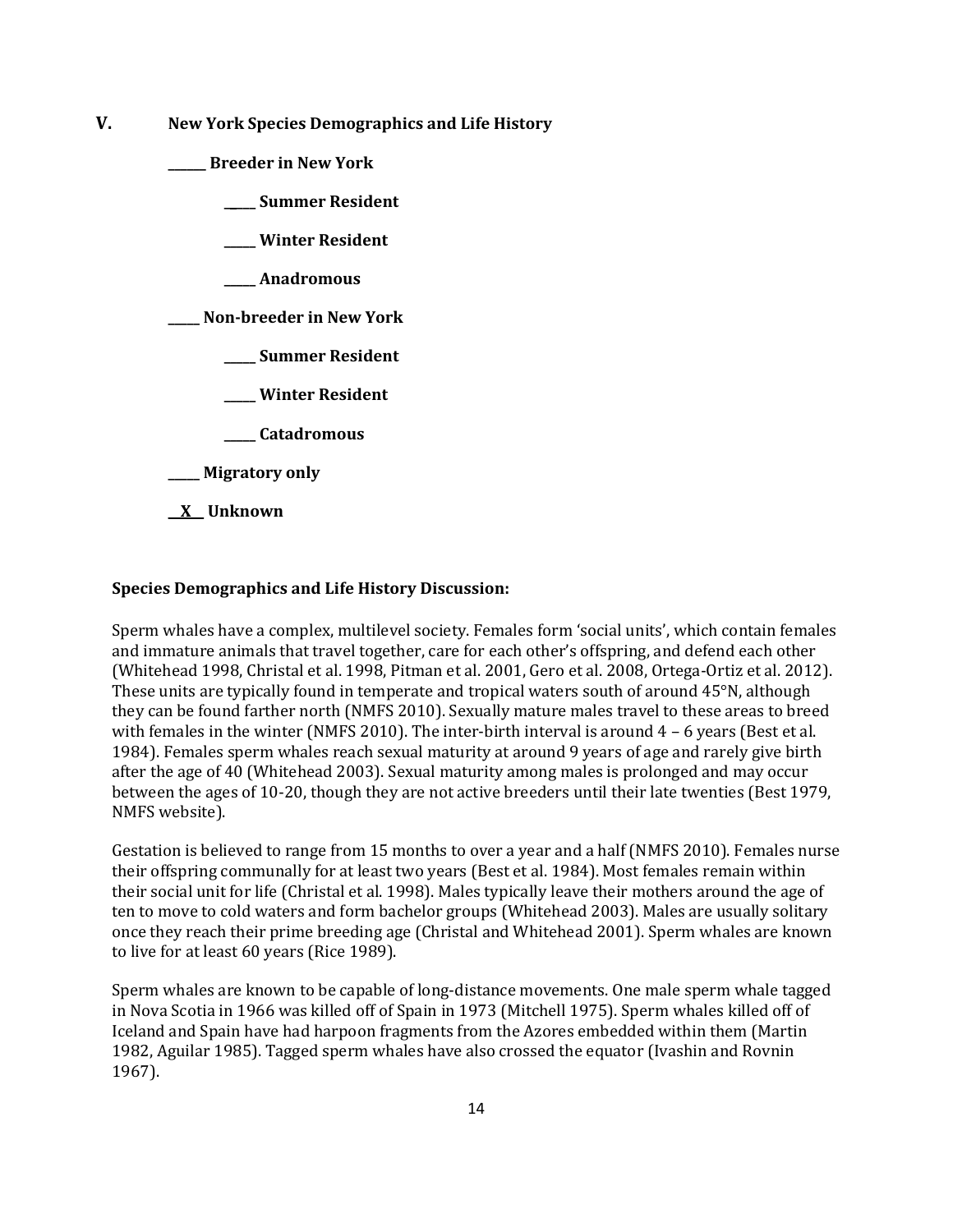## V. New York Species Demographics and Life History

______ **Breeder in New York**

_____ **Summer Resident**

_____ **Winter Resident**

_____ **Anadromous**

_____ **Non-breeder in New York**

_____ **Summer Resident**

_____ **Winter Resident**

_____ **Catadromous**

_____ **Migratory only**

__X__ **Unknown**

**Species Demographics and Life History Discussion:**

Sperm whales have a complex, multilevel society. Females form 'social units', which contain females and immature animals that travel together, care for each other's offspring, and defend each other (Whitehead 1998, Christal et al. 1998, Pitman et al. 2001, Gero et al. 2008, Ortega-Ortiz et al. 2012). These units are typically found in temperate and tropical waters south of around 45°N, although they can be found farther north (NMFS 2010). Sexually mature males travel to these areas to breed with females in the winter (NMFS 2010). The inter-birth interval is around 4 – 6 years (Best et al. 1984). Females sperm whales reach sexual maturity at around 9 years of age and rarely give birth after the age of 40 (Whitehead 2003). Sexual maturity among males is prolonged and may occur between the ages of 10-20, though they are not active breeders until their late twenties (Best 1979, NMFS website).

Gestation is believed to range from 15 months to over a year and a half (NMFS 2010). Females nurse their offspring communally for at least two years (Best et al. 1984). Most females remain within their social unit for life (Christal et al. 1998). Males typically leave their mothers around the age of ten to move to cold waters and form bachelor groups (Whitehead 2003). Males are usually solitary once they reach their prime breeding age (Christal and Whitehead 2001). Sperm whales are known to live for at least 60 years (Rice 1989).

Sperm whales are known to be capable of long-distance movements. One male sperm whale tagged in Nova Scotia in 1966 was killed off of Spain in 1973 (Mitchell 1975). Sperm whales killed off of Iceland and Spain have had harpoon fragments from the Azores embedded within them (Martin 1982, Aguilar 1985). Tagged sperm whales have also crossed the equator (Ivashin and Rovnin 1967).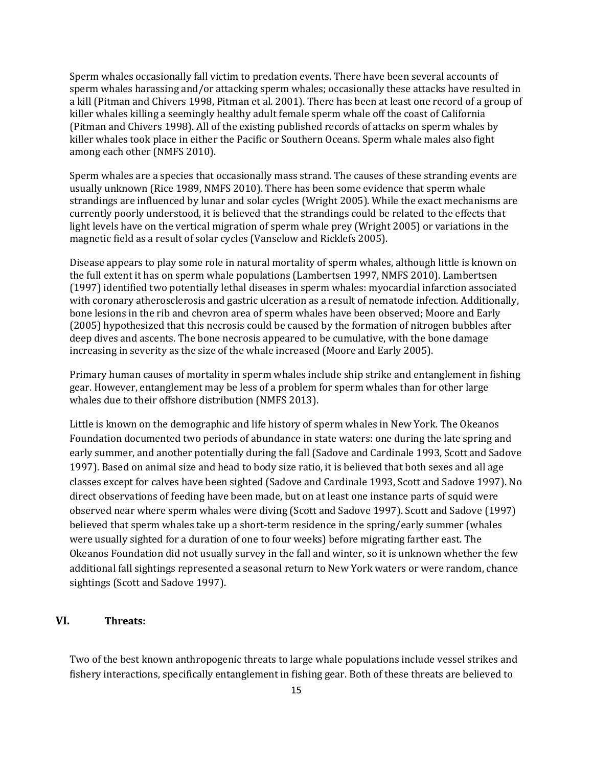Sperm whales occasionally fall victim to predation events. There have been several accounts of sperm whales harassing and/or attacking sperm whales; occasionally these attacks have resulted in a kill (Pitman and Chivers 1998, Pitman et al. 2001). There has been at least one record of a group of killer whales killing a seemingly healthy adult female sperm whale off the coast of California (Pitman and Chivers 1998). All of the existing published records of attacks on sperm whales by killer whales took place in either the Pacific or Southern Oceans. Sperm whale males also fight among each other (NMFS 2010).

Sperm whales are a species that occasionally mass strand. The causes of these stranding events are usually unknown (Rice 1989, NMFS 2010). There has been some evidence that sperm whale strandings are influenced by lunar and solar cycles (Wright 2005). While the exact mechanisms are currently poorly understood, it is believed that the strandings could be related to the effects that light levels have on the vertical migration of sperm whale prey (Wright 2005) or variations in the magnetic field as a result of solar cycles (Vanselow and Ricklefs 2005).

Disease appears to play some role in natural mortality of sperm whales, although little is known on the full extent it has on sperm whale populations (Lambertsen 1997, NMFS 2010). Lambertsen (1997) identified two potentially lethal diseases in sperm whales: myocardial infarction associated with coronary atherosclerosis and gastric ulceration as a result of nematode infection. Additionally, bone lesions in the rib and chevron area of sperm whales have been observed; Moore and Early (2005) hypothesized that this necrosis could be caused by the formation of nitrogen bubbles after deep dives and ascents. The bone necrosis appeared to be cumulative, with the bone damage increasing in severity as the size of the whale increased (Moore and Early 2005).

Primary human causes of mortality in sperm whales include ship strike and entanglement in fishing gear. However, entanglement may be less of a problem for sperm whales than for other large whales due to their offshore distribution (NMFS 2013).

Little is known on the demographic and life history of sperm whales in New York. The Okeanos Foundation documented two periods of abundance in state waters: one during the late spring and early summer, and another potentially during the fall (Sadove and Cardinale 1993, Scott and Sadove 1997). Based on animal size and head to body size ratio, it is believed that both sexes and all age classes except for calves have been sighted (Sadove and Cardinale 1993, Scott and Sadove 1997). No direct observations of feeding have been made, but on at least one instance parts of squid were observed near where sperm whales were diving (Scott and Sadove 1997). Scott and Sadove (1997) believed that sperm whales take up a short-term residence in the spring/early summer (whales were usually sighted for a duration of one to four weeks) before migrating farther east. The Okeanos Foundation did not usually survey in the fall and winter, so it is unknown whether the few additional fall sightings represented a seasonal return to New York waters or were random, chance sightings (Scott and Sadove 1997).

## VI. Threats:

Two of the best known anthropogenic threats to large whale populations include vessel strikes and fishery interactions, specifically entanglement in fishing gear. Both of these threats are believed to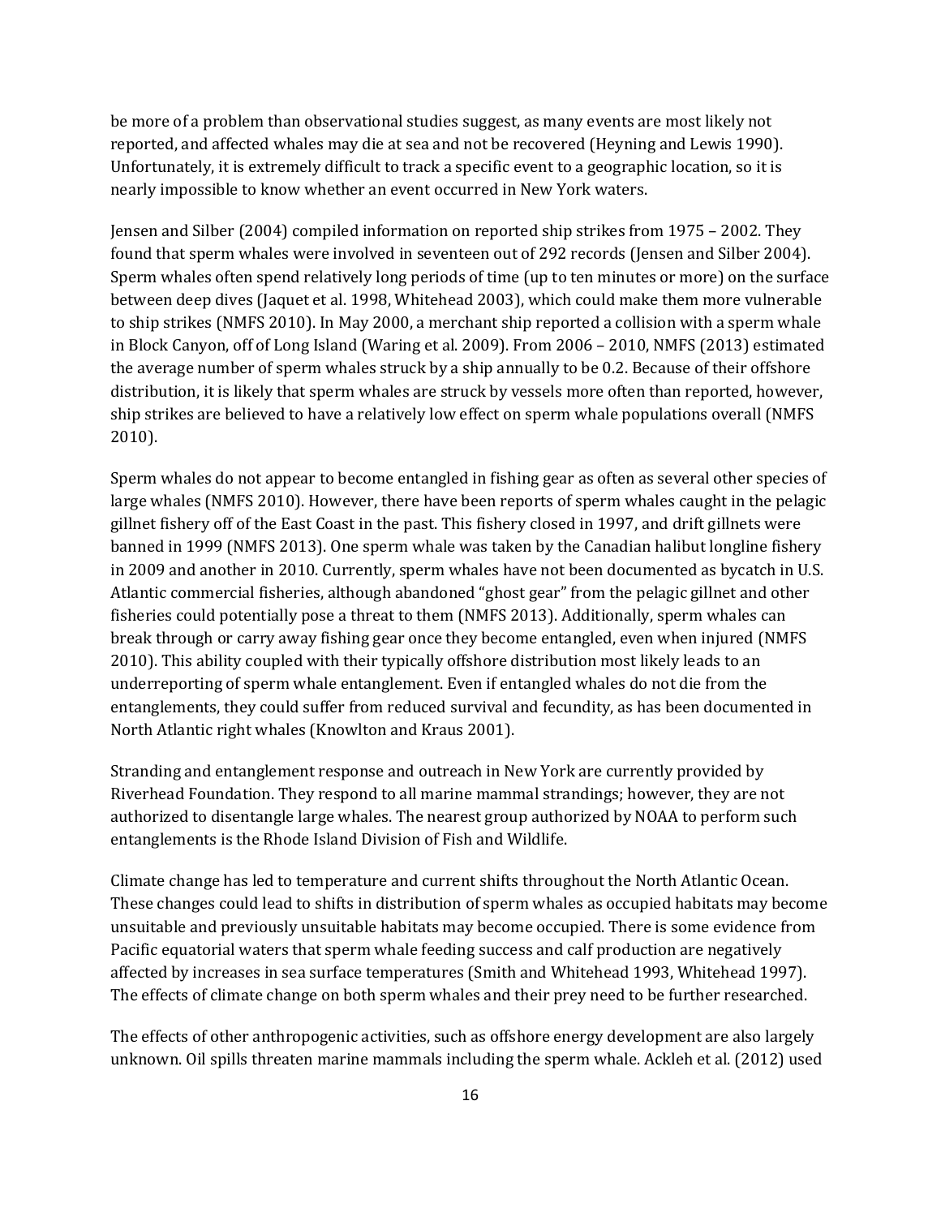be more of a problem than observational studies suggest, as many events are most likely not reported, and affected whales may die at sea and not be recovered (Heyning and Lewis 1990). Unfortunately, it is extremely difficult to track a specific event to a geographic location, so it is nearly impossible to know whether an event occurred in New York waters.

Jensen and Silber (2004) compiled information on reported ship strikes from 1975 – 2002. They found that sperm whales were involved in seventeen out of 292 records (Jensen and Silber 2004). Sperm whales often spend relatively long periods of time (up to ten minutes or more) on the surface between deep dives (Jaquet et al. 1998, Whitehead 2003), which could make them more vulnerable to ship strikes (NMFS 2010). In May 2000, a merchant ship reported a collision with a sperm whale in Block Canyon, off of Long Island (Waring et al. 2009). From 2006 – 2010, NMFS (2013) estimated the average number of sperm whales struck by a ship annually to be 0.2. Because of their offshore distribution, it is likely that sperm whales are struck by vessels more often than reported, however, ship strikes are believed to have a relatively low effect on sperm whale populations overall (NMFS 2010).

Sperm whales do not appear to become entangled in fishing gear as often as several other species of large whales (NMFS 2010). However, there have been reports of sperm whales caught in the pelagic gillnet fishery off of the East Coast in the past. This fishery closed in 1997, and drift gillnets were banned in 1999 (NMFS 2013). One sperm whale was taken by the Canadian halibut longline fishery in 2009 and another in 2010. Currently, sperm whales have not been documented as bycatch in U.S. Atlantic commercial fisheries, although abandoned "ghost gear" from the pelagic gillnet and other fisheries could potentially pose a threat to them (NMFS 2013). Additionally, sperm whales can break through or carry away fishing gear once they become entangled, even when injured (NMFS 2010). This ability coupled with their typically offshore distribution most likely leads to an underreporting of sperm whale entanglement. Even if entangled whales do not die from the entanglements, they could suffer from reduced survival and fecundity, as has been documented in North Atlantic right whales (Knowlton and Kraus 2001).

Stranding and entanglement response and outreach in New York are currently provided by Riverhead Foundation. They respond to all marine mammal strandings; however, they are not authorized to disentangle large whales. The nearest group authorized by NOAA to perform such entanglements is the Rhode Island Division of Fish and Wildlife.

Climate change has led to temperature and current shifts throughout the North Atlantic Ocean. These changes could lead to shifts in distribution of sperm whales as occupied habitats may become unsuitable and previously unsuitable habitats may become occupied. There is some evidence from Pacific equatorial waters that sperm whale feeding success and calf production are negatively affected by increases in sea surface temperatures (Smith and Whitehead 1993, Whitehead 1997). The effects of climate change on both sperm whales and their prey need to be further researched.

The effects of other anthropogenic activities, such as offshore energy development are also largely unknown. Oil spills threaten marine mammals including the sperm whale. Ackleh et al. (2012) used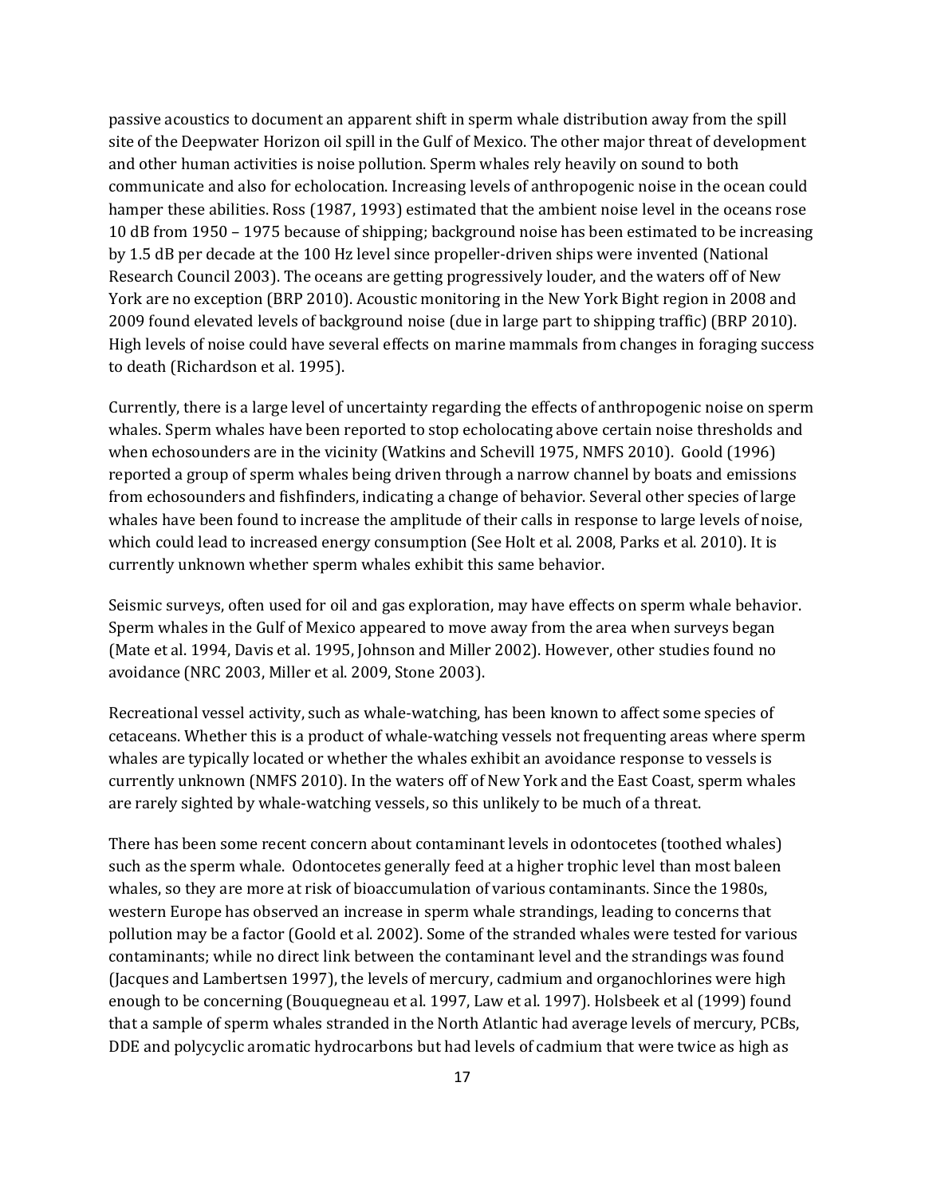passive acoustics to document an apparent shift in sperm whale distribution away from the spill site of the Deepwater Horizon oil spill in the Gulf of Mexico. The other major threat of development and other human activities is noise pollution. Sperm whales rely heavily on sound to both communicate and also for echolocation. Increasing levels of anthropogenic noise in the ocean could hamper these abilities. Ross (1987, 1993) estimated that the ambient noise level in the oceans rose 10 dB from 1950 – 1975 because of shipping; background noise has been estimated to be increasing by 1.5 dB per decade at the 100 Hz level since propeller-driven ships were invented (National Research Council 2003). The oceans are getting progressively louder, and the waters off of New York are no exception (BRP 2010). Acoustic monitoring in the New York Bight region in 2008 and 2009 found elevated levels of background noise (due in large part to shipping traffic) (BRP 2010). High levels of noise could have several effects on marine mammals from changes in foraging success to death (Richardson et al. 1995).

Currently, there is a large level of uncertainty regarding the effects of anthropogenic noise on sperm whales. Sperm whales have been reported to stop echolocating above certain noise thresholds and when echosounders are in the vicinity (Watkins and Schevill 1975, NMFS 2010). Goold (1996) reported a group of sperm whales being driven through a narrow channel by boats and emissions from echosounders and fishfinders, indicating a change of behavior. Several other species of large whales have been found to increase the amplitude of their calls in response to large levels of noise, which could lead to increased energy consumption (See Holt et al. 2008, Parks et al. 2010). It is currently unknown whether sperm whales exhibit this same behavior.

Seismic surveys, often used for oil and gas exploration, may have effects on sperm whale behavior. Sperm whales in the Gulf of Mexico appeared to move away from the area when surveys began (Mate et al. 1994, Davis et al. 1995, Johnson and Miller 2002). However, other studies found no avoidance (NRC 2003, Miller et al. 2009, Stone 2003).

Recreational vessel activity, such as whale-watching, has been known to affect some species of cetaceans. Whether this is a product of whale-watching vessels not frequenting areas where sperm whales are typically located or whether the whales exhibit an avoidance response to vessels is currently unknown (NMFS 2010). In the waters off of New York and the East Coast, sperm whales are rarely sighted by whale-watching vessels, so this unlikely to be much of a threat.

There has been some recent concern about contaminant levels in odontocetes (toothed whales) such as the sperm whale. Odontocetes generally feed at a higher trophic level than most baleen whales, so they are more at risk of bioaccumulation of various contaminants. Since the 1980s, western Europe has observed an increase in sperm whale strandings, leading to concerns that pollution may be a factor (Goold et al. 2002). Some of the stranded whales were tested for various contaminants; while no direct link between the contaminant level and the strandings was found (Jacques and Lambertsen 1997), the levels of mercury, cadmium and organochlorines were high enough to be concerning (Bouquegneau et al. 1997, Law et al. 1997). Holsbeek et al (1999) found that a sample of sperm whales stranded in the North Atlantic had average levels of mercury, PCBs, DDE and polycyclic aromatic hydrocarbons but had levels of cadmium that were twice as high as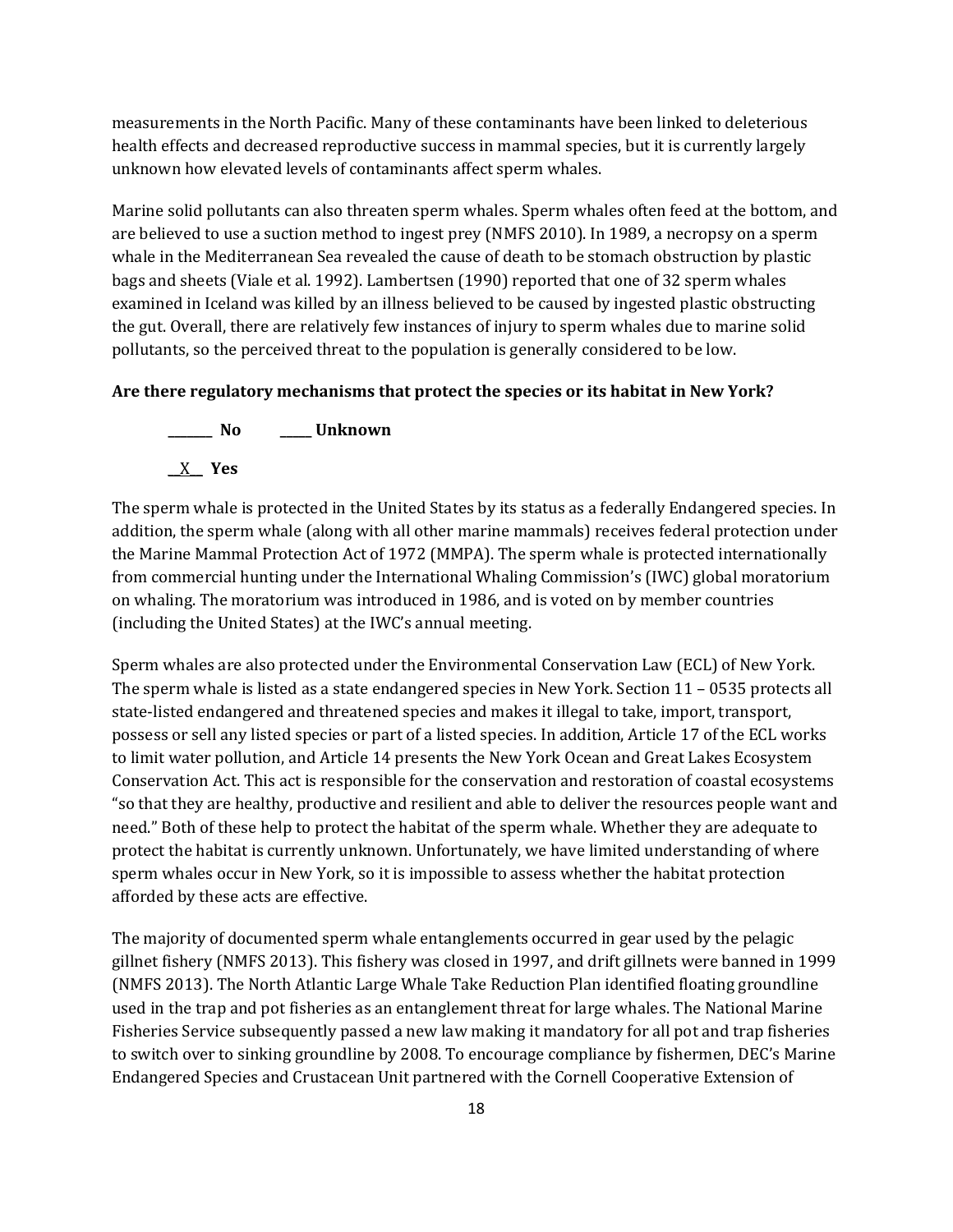measurements in the North Pacific. Many of these contaminants have been linked to deleterious health effects and decreased reproductive success in mammal species, but it is currently largely unknown how elevated levels of contaminants affect sperm whales.

Marine solid pollutants can also threaten sperm whales. Sperm whales often feed at the bottom, and are believed to use a suction method to ingest prey (NMFS 2010). In 1989, a necropsy on a sperm whale in the Mediterranean Sea revealed the cause of death to be stomach obstruction by plastic bags and sheets (Viale et al. 1992). Lambertsen (1990) reported that one of 32 sperm whales examined in Iceland was killed by an illness believed to be caused by ingested plastic obstructing the gut. Overall, there are relatively few instances of injury to sperm whales due to marine solid pollutants, so the perceived threat to the population is generally considered to be low.

**Are there regulatory mechanisms that protect the species or its habitat in New York?**

_______ **No** _____ **Unknown**

__X__ **Yes**

The sperm whale is protected in the United States by its status as a federally Endangered species. In addition, the sperm whale (along with all other marine mammals) receives federal protection under the Marine Mammal Protection Act of 1972 (MMPA). The sperm whale is protected internationally from commercial hunting under the International Whaling Commission's (IWC) global moratorium on whaling. The moratorium was introduced in 1986, and is voted on by member countries (including the United States) at the IWC's annual meeting.

Sperm whales are also protected under the Environmental Conservation Law (ECL) of New York. The sperm whale is listed as a state endangered species in New York. Section 11 – 0535 protects all state-listed endangered and threatened species and makes it illegal to take, import, transport, possess or sell any listed species or part of a listed species. In addition, Article 17 of the ECL works to limit water pollution, and Article 14 presents the New York Ocean and Great Lakes Ecosystem Conservation Act. This act is responsible for the conservation and restoration of coastal ecosystems "so that they are healthy, productive and resilient and able to deliver the resources people want and need." Both of these help to protect the habitat of the sperm whale. Whether they are adequate to protect the habitat is currently unknown. Unfortunately, we have limited understanding of where sperm whales occur in New York, so it is impossible to assess whether the habitat protection afforded by these acts are effective.

The majority of documented sperm whale entanglements occurred in gear used by the pelagic gillnet fishery (NMFS 2013). This fishery was closed in 1997, and drift gillnets were banned in 1999 (NMFS 2013). The North Atlantic Large Whale Take Reduction Plan identified floating groundline used in the trap and pot fisheries as an entanglement threat for large whales. The National Marine Fisheries Service subsequently passed a new law making it mandatory for all pot and trap fisheries to switch over to sinking groundline by 2008. To encourage compliance by fishermen, DEC's Marine Endangered Species and Crustacean Unit partnered with the Cornell Cooperative Extension of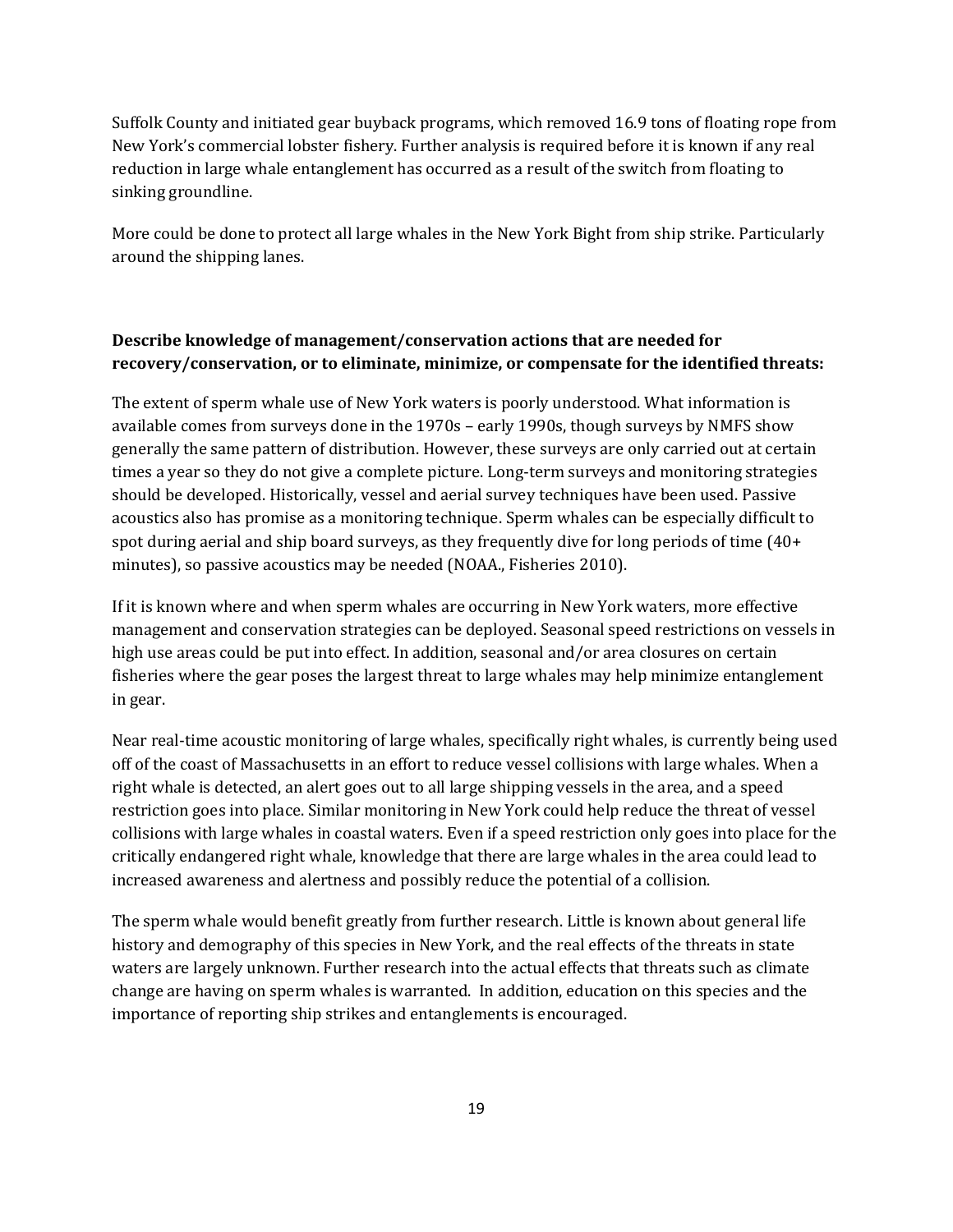Suffolk County and initiated gear buyback programs, which removed 16.9 tons of floating rope from New York's commercial lobster fishery. Further analysis is required before it is known if any real reduction in large whale entanglement has occurred as a result of the switch from floating to sinking groundline.

More could be done to protect all large whales in the New York Bight from ship strike. Particularly around the shipping lanes.

**Describe knowledge of management/conservation actions that are needed for recovery/conservation, or to eliminate, minimize, or compensate for the identified threats:**

The extent of sperm whale use of New York waters is poorly understood. What information is available comes from surveys done in the 1970s – early 1990s, though surveys by NMFS show generally the same pattern of distribution. However, these surveys are only carried out at certain times a year so they do not give a complete picture. Long-term surveys and monitoring strategies should be developed. Historically, vessel and aerial survey techniques have been used. Passive acoustics also has promise as a monitoring technique. Sperm whales can be especially difficult to spot during aerial and ship board surveys, as they frequently dive for long periods of time (40+ minutes), so passive acoustics may be needed (NOAA., Fisheries 2010).

If it is known where and when sperm whales are occurring in New York waters, more effective management and conservation strategies can be deployed. Seasonal speed restrictions on vessels in high use areas could be put into effect. In addition, seasonal and/or area closures on certain fisheries where the gear poses the largest threat to large whales may help minimize entanglement in gear.

Near real-time acoustic monitoring of large whales, specifically right whales, is currently being used off of the coast of Massachusetts in an effort to reduce vessel collisions with large whales. When a right whale is detected, an alert goes out to all large shipping vessels in the area, and a speed restriction goes into place. Similar monitoring in New York could help reduce the threat of vessel collisions with large whales in coastal waters. Even if a speed restriction only goes into place for the critically endangered right whale, knowledge that there are large whales in the area could lead to increased awareness and alertness and possibly reduce the potential of a collision.

The sperm whale would benefit greatly from further research. Little is known about general life history and demography of this species in New York, and the real effects of the threats in state waters are largely unknown. Further research into the actual effects that threats such as climate change are having on sperm whales is warranted. In addition, education on this species and the importance of reporting ship strikes and entanglements is encouraged.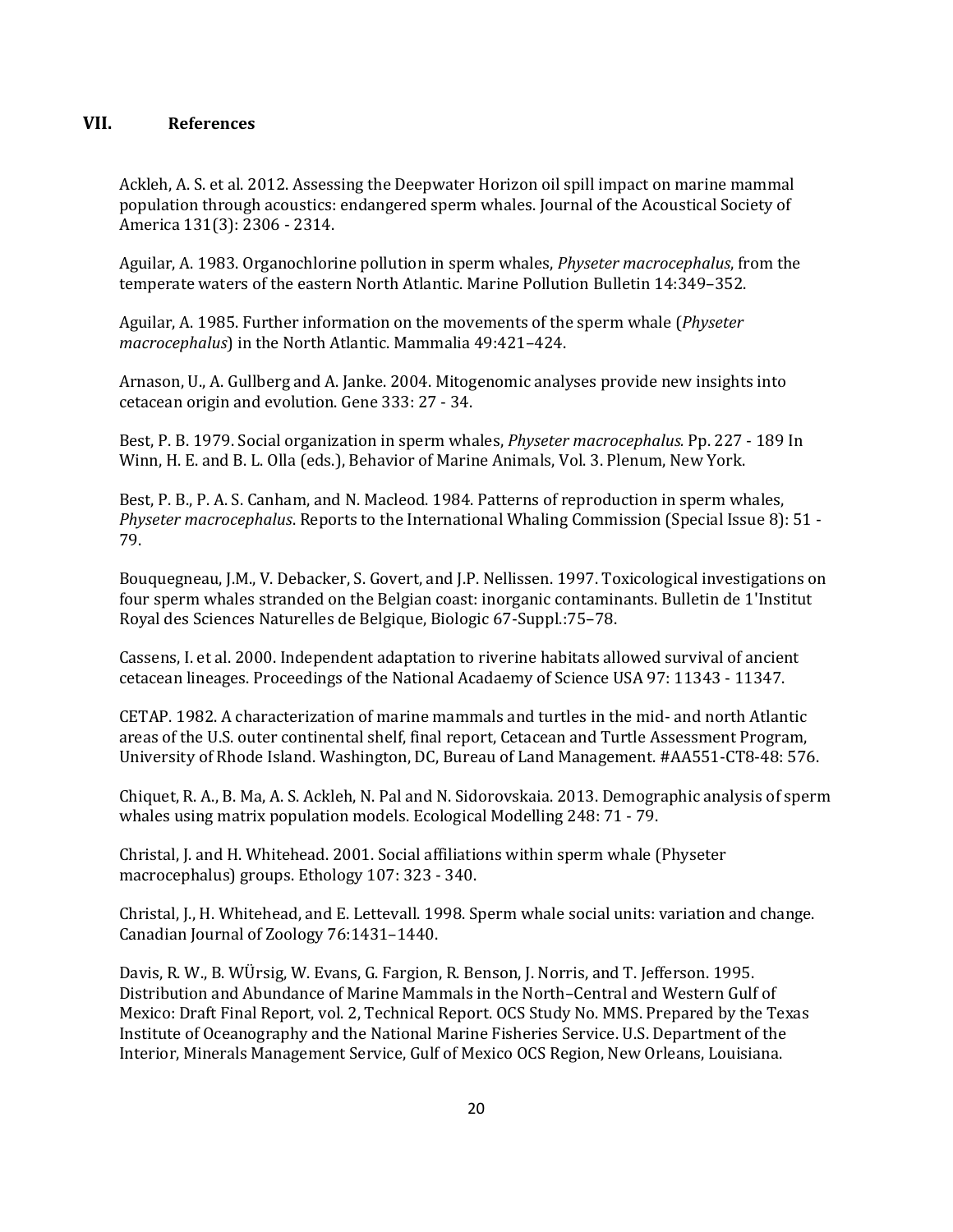## VII. References

Ackleh, A. S. et al. 2012. Assessing the Deepwater Horizon oil spill impact on marine mammal population through acoustics: endangered sperm whales. Journal of the Acoustical Society of America 131(3): 2306 - 2314.

Aguilar, A. 1983. Organochlorine pollution in sperm whales, *Physeter macrocephalus*, from the temperate waters of the eastern North Atlantic. Marine Pollution Bulletin 14:349–352.

Aguilar, A. 1985. Further information on the movements of the sperm whale (*Physeter macrocephalus*) in the North Atlantic. Mammalia 49:421–424.

Arnason, U., A. Gullberg and A. Janke. 2004. Mitogenomic analyses provide new insights into cetacean origin and evolution. Gene 333: 27 - 34.

Best, P. B. 1979. Social organization in sperm whales, *Physeter macrocephalus*. Pp. 227 - 189 In Winn, H. E. and B. L. Olla (eds.), Behavior of Marine Animals, Vol. 3. Plenum, New York.

Best, P. B., P. A. S. Canham, and N. Macleod. 1984. Patterns of reproduction in sperm whales, *Physeter macrocephalus*. Reports to the International Whaling Commission (Special Issue 8): 51 - 79.

Bouquegneau, J.M., V. Debacker, S. Govert, and J.P. Nellissen. 1997. Toxicological investigations on four sperm whales stranded on the Belgian coast: inorganic contaminants. Bulletin de 1'Institut Royal des Sciences Naturelles de Belgique, Biologic 67-Suppl.:75–78.

Cassens, I. et al. 2000. Independent adaptation to riverine habitats allowed survival of ancient cetacean lineages. Proceedings of the National Acadaemy of Science USA 97: 11343 - 11347.

CETAP. 1982. A characterization of marine mammals and turtles in the mid- and north Atlantic areas of the U.S. outer continental shelf, final report, Cetacean and Turtle Assessment Program, University of Rhode Island. Washington, DC, Bureau of Land Management. #AA551-CT8-48: 576.

Chiquet, R. A., B. Ma, A. S. Ackleh, N. Pal and N. Sidorovskaia. 2013. Demographic analysis of sperm whales using matrix population models. Ecological Modelling 248: 71 - 79.

Christal, J. and H. Whitehead. 2001. Social affiliations within sperm whale (Physeter macrocephalus) groups. Ethology 107: 323 - 340.

Christal, J., H. Whitehead, and E. Lettevall. 1998. Sperm whale social units: variation and change. Canadian Journal of Zoology 76:1431–1440.

Davis, R. W., B. WÜrsig, W. Evans, G. Fargion, R. Benson, J. Norris, and T. Jefferson. 1995. Distribution and Abundance of Marine Mammals in the North–Central and Western Gulf of Mexico: Draft Final Report, vol. 2, Technical Report. OCS Study No. MMS. Prepared by the Texas Institute of Oceanography and the National Marine Fisheries Service. U.S. Department of the Interior, Minerals Management Service, Gulf of Mexico OCS Region, New Orleans, Louisiana.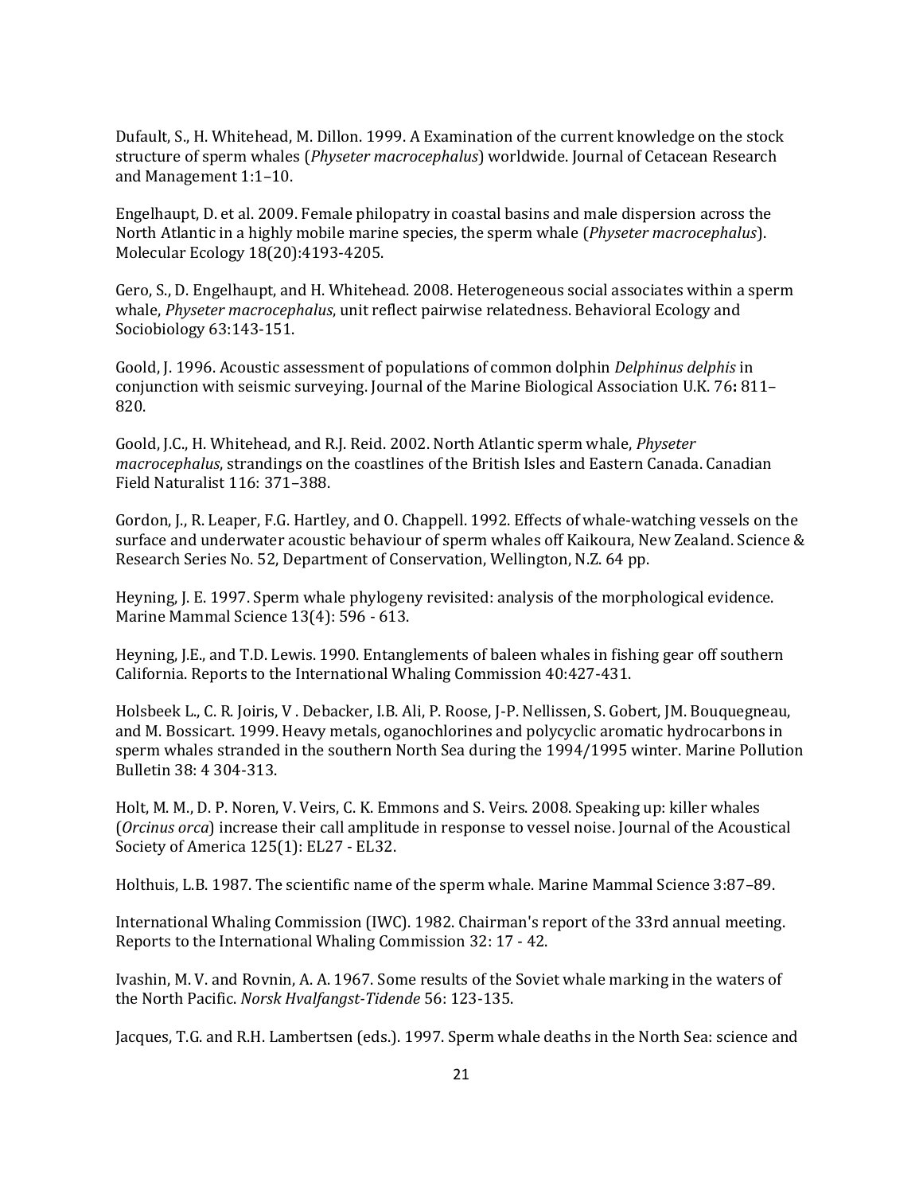Dufault, S., H. Whitehead, M. Dillon. 1999. A Examination of the current knowledge on the stock structure of sperm whales (*Physeter macrocephalus*) worldwide. Journal of Cetacean Research and Management 1:1–10.

Engelhaupt, D. et al. 2009. Female philopatry in coastal basins and male dispersion across the North Atlantic in a highly mobile marine species, the sperm whale (*Physeter macrocephalus*). Molecular Ecology 18(20):4193-4205.

Gero, S., D. Engelhaupt, and H. Whitehead. 2008. Heterogeneous social associates within a sperm whale, *Physeter macrocephalus*, unit reflect pairwise relatedness. Behavioral Ecology and Sociobiology 63:143-151.

Goold, J. 1996. Acoustic assessment of populations of common dolphin *Delphinus delphis* in conjunction with seismic surveying. Journal of the Marine Biological Association U.K. 76**:** 811–820.

Goold, J.C., H. Whitehead, and R.J. Reid. 2002. North Atlantic sperm whale, *Physeter macrocephalus*, strandings on the coastlines of the British Isles and Eastern Canada. Canadian Field Naturalist 116: 371–388.

Gordon, J., R. Leaper, F.G. Hartley, and O. Chappell. 1992. Effects of whale-watching vessels on the surface and underwater acoustic behaviour of sperm whales off Kaikoura, New Zealand. Science & Research Series No. 52, Department of Conservation, Wellington, N.Z. 64 pp.

Heyning, J. E. 1997. Sperm whale phylogeny revisited: analysis of the morphological evidence. Marine Mammal Science 13(4): 596 - 613.

Heyning, J.E., and T.D. Lewis. 1990. Entanglements of baleen whales in fishing gear off southern California. Reports to the International Whaling Commission 40:427-431.

Holsbeek L., C. R. Joiris, V . Debacker, I.B. Ali, P. Roose, J-P. Nellissen, S. Gobert, JM. Bouquegneau, and M. Bossicart. 1999. Heavy metals, oganochlorines and polycyclic aromatic hydrocarbons in sperm whales stranded in the southern North Sea during the 1994/1995 winter. Marine Pollution Bulletin 38: 4 304-313.

Holt, M. M., D. P. Noren, V. Veirs, C. K. Emmons and S. Veirs. 2008. Speaking up: killer whales (*Orcinus orca*) increase their call amplitude in response to vessel noise. Journal of the Acoustical Society of America 125(1): EL27 - EL32.

Holthuis, L.B. 1987. The scientific name of the sperm whale. Marine Mammal Science 3:87–89.

International Whaling Commission (IWC). 1982. Chairman's report of the 33rd annual meeting. Reports to the International Whaling Commission 32: 17 - 42.

Ivashin, M. V. and Rovnin, A. A. 1967. Some results of the Soviet whale marking in the waters of the North Pacific. *Norsk Hvalfangst-Tidende* 56: 123-135.

Jacques, T.G. and R.H. Lambertsen (eds.). 1997. Sperm whale deaths in the North Sea: science and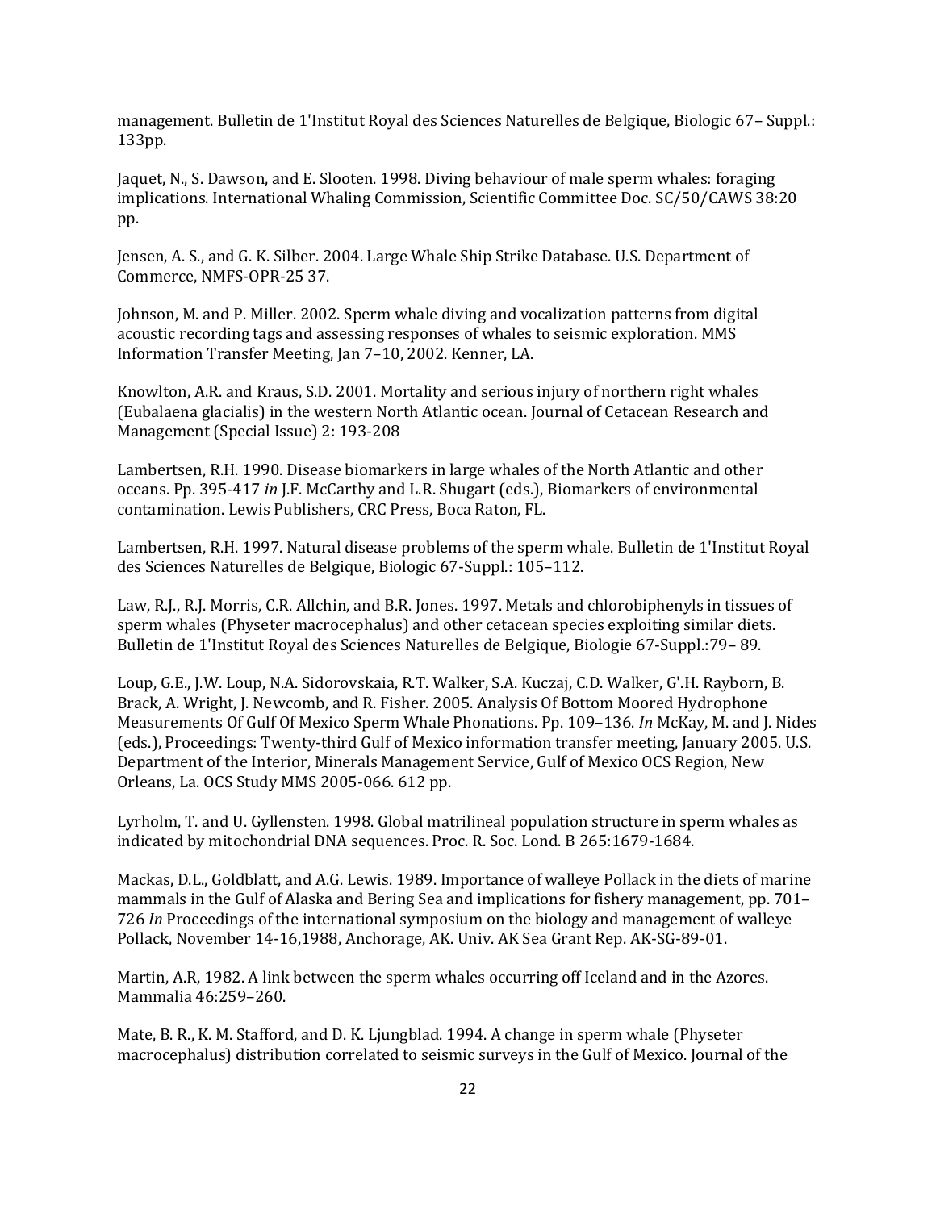management. Bulletin de 1'Institut Royal des Sciences Naturelles de Belgique, Biologic 67– Suppl.: 133pp.

Jaquet, N., S. Dawson, and E. Slooten. 1998. Diving behaviour of male sperm whales: foraging implications. International Whaling Commission, Scientific Committee Doc. SC/50/CAWS 38:20 pp.

Jensen, A. S., and G. K. Silber. 2004. Large Whale Ship Strike Database. U.S. Department of Commerce, NMFS-OPR-25 37.

Johnson, M. and P. Miller. 2002. Sperm whale diving and vocalization patterns from digital acoustic recording tags and assessing responses of whales to seismic exploration. MMS Information Transfer Meeting, Jan 7–10, 2002. Kenner, LA.

Knowlton, A.R. and Kraus, S.D. 2001. Mortality and serious injury of northern right whales (Eubalaena glacialis) in the western North Atlantic ocean. Journal of Cetacean Research and Management (Special Issue) 2: 193-208

Lambertsen, R.H. 1990. Disease biomarkers in large whales of the North Atlantic and other oceans. Pp. 395-417 *in* J.F. McCarthy and L.R. Shugart (eds.), Biomarkers of environmental contamination. Lewis Publishers, CRC Press, Boca Raton, FL.

Lambertsen, R.H. 1997. Natural disease problems of the sperm whale. Bulletin de 1'Institut Royal des Sciences Naturelles de Belgique, Biologic 67-Suppl.: 105–112.

Law, R.J., R.J. Morris, C.R. Allchin, and B.R. Jones. 1997. Metals and chlorobiphenyls in tissues of sperm whales (Physeter macrocephalus) and other cetacean species exploiting similar diets. Bulletin de 1'Institut Royal des Sciences Naturelles de Belgique, Biologie 67-Suppl.:79– 89.

Loup, G.E., J.W. Loup, N.A. Sidorovskaia, R.T. Walker, S.A. Kuczaj, C.D. Walker, G'.H. Rayborn, B. Brack, A. Wright, J. Newcomb, and R. Fisher. 2005. Analysis Of Bottom Moored Hydrophone Measurements Of Gulf Of Mexico Sperm Whale Phonations. Pp. 109–136. *In* McKay, M. and J. Nides (eds.), Proceedings: Twenty-third Gulf of Mexico information transfer meeting, January 2005. U.S. Department of the Interior, Minerals Management Service, Gulf of Mexico OCS Region, New Orleans, La. OCS Study MMS 2005-066. 612 pp.

Lyrholm, T. and U. Gyllensten. 1998. Global matrilineal population structure in sperm whales as indicated by mitochondrial DNA sequences. Proc. R. Soc. Lond. B 265:1679-1684.

Mackas, D.L., Goldblatt, and A.G. Lewis. 1989. Importance of walleye Pollack in the diets of marine mammals in the Gulf of Alaska and Bering Sea and implications for fishery management, pp. 701–726 *In* Proceedings of the international symposium on the biology and management of walleye Pollack, November 14-16,1988, Anchorage, AK. Univ. AK Sea Grant Rep. AK-SG-89-01.

Martin, A.R, 1982. A link between the sperm whales occurring off Iceland and in the Azores. Mammalia 46:259–260.

Mate, B. R., K. M. Stafford, and D. K. Ljungblad. 1994. A change in sperm whale (Physeter macrocephalus) distribution correlated to seismic surveys in the Gulf of Mexico. Journal of the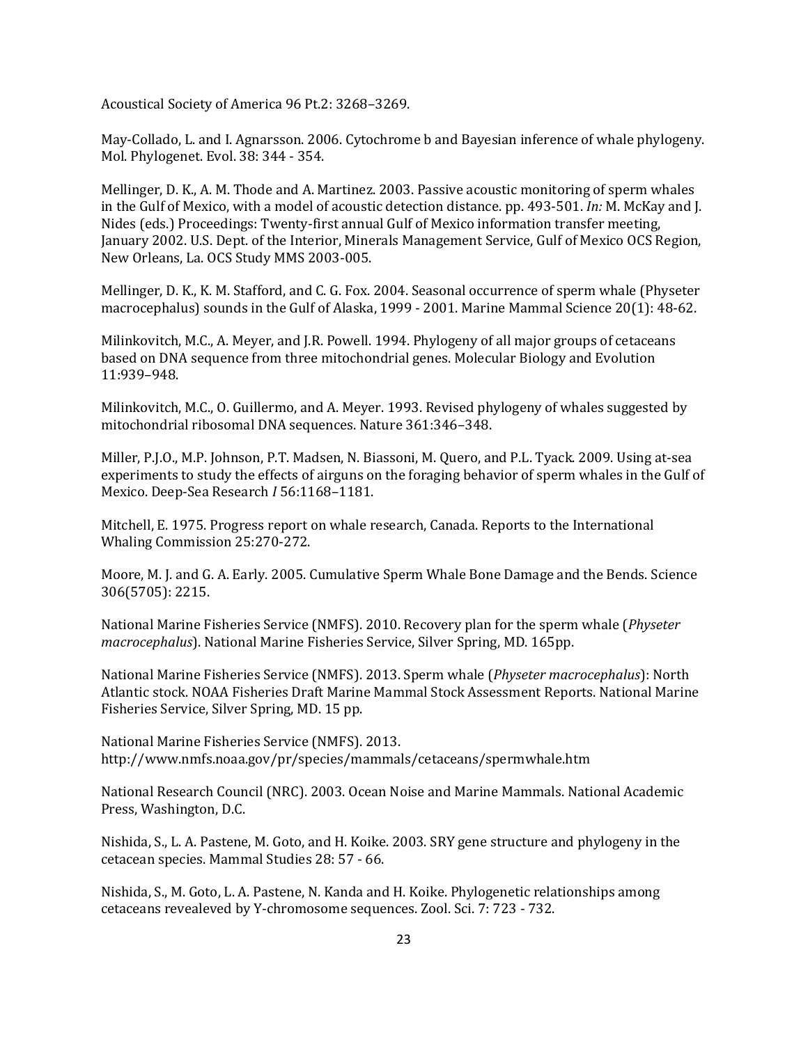Acoustical Society of America 96 Pt.2: 3268–3269.

May-Collado, L. and I. Agnarsson. 2006. Cytochrome b and Bayesian inference of whale phylogeny. Mol. Phylogenet. Evol. 38: 344 - 354.

Mellinger, D. K., A. M. Thode and A. Martinez. 2003. Passive acoustic monitoring of sperm whales in the Gulf of Mexico, with a model of acoustic detection distance. pp. 493-501. *In:* M. McKay and J. Nides (eds.) Proceedings: Twenty-first annual Gulf of Mexico information transfer meeting, January 2002. U.S. Dept. of the Interior, Minerals Management Service, Gulf of Mexico OCS Region, New Orleans, La. OCS Study MMS 2003-005.

Mellinger, D. K., K. M. Stafford, and C. G. Fox. 2004. Seasonal occurrence of sperm whale (Physeter macrocephalus) sounds in the Gulf of Alaska, 1999 - 2001. Marine Mammal Science 20(1): 48-62.

Milinkovitch, M.C., A. Meyer, and J.R. Powell. 1994. Phylogeny of all major groups of cetaceans based on DNA sequence from three mitochondrial genes. Molecular Biology and Evolution 11:939–948.

Milinkovitch, M.C., O. Guillermo, and A. Meyer. 1993. Revised phylogeny of whales suggested by mitochondrial ribosomal DNA sequences. Nature 361:346–348.

Miller, P.J.O., M.P. Johnson, P.T. Madsen, N. Biassoni, M. Quero, and P.L. Tyack. 2009. Using at-sea experiments to study the effects of airguns on the foraging behavior of sperm whales in the Gulf of Mexico. Deep-Sea Research *I* 56:1168–1181.

Mitchell, E. 1975. Progress report on whale research, Canada. Reports to the International Whaling Commission 25:270-272.

Moore, M. J. and G. A. Early. 2005. Cumulative Sperm Whale Bone Damage and the Bends. Science 306(5705): 2215.

National Marine Fisheries Service (NMFS). 2010. Recovery plan for the sperm whale (*Physeter macrocephalus*). National Marine Fisheries Service, Silver Spring, MD. 165pp.

National Marine Fisheries Service (NMFS). 2013. Sperm whale (*Physeter macrocephalus*): North Atlantic stock. NOAA Fisheries Draft Marine Mammal Stock Assessment Reports. National Marine Fisheries Service, Silver Spring, MD. 15 pp.

National Marine Fisheries Service (NMFS). 2013. http://www.nmfs.noaa.gov/pr/species/mammals/cetaceans/spermwhale.htm

National Research Council (NRC). 2003. Ocean Noise and Marine Mammals. National Academic Press, Washington, D.C.

Nishida, S., L. A. Pastene, M. Goto, and H. Koike. 2003. SRY gene structure and phylogeny in the cetacean species. Mammal Studies 28: 57 - 66.

Nishida, S., M. Goto, L. A. Pastene, N. Kanda and H. Koike. Phylogenetic relationships among cetaceans revealeved by Y-chromosome sequences. Zool. Sci. 7: 723 - 732.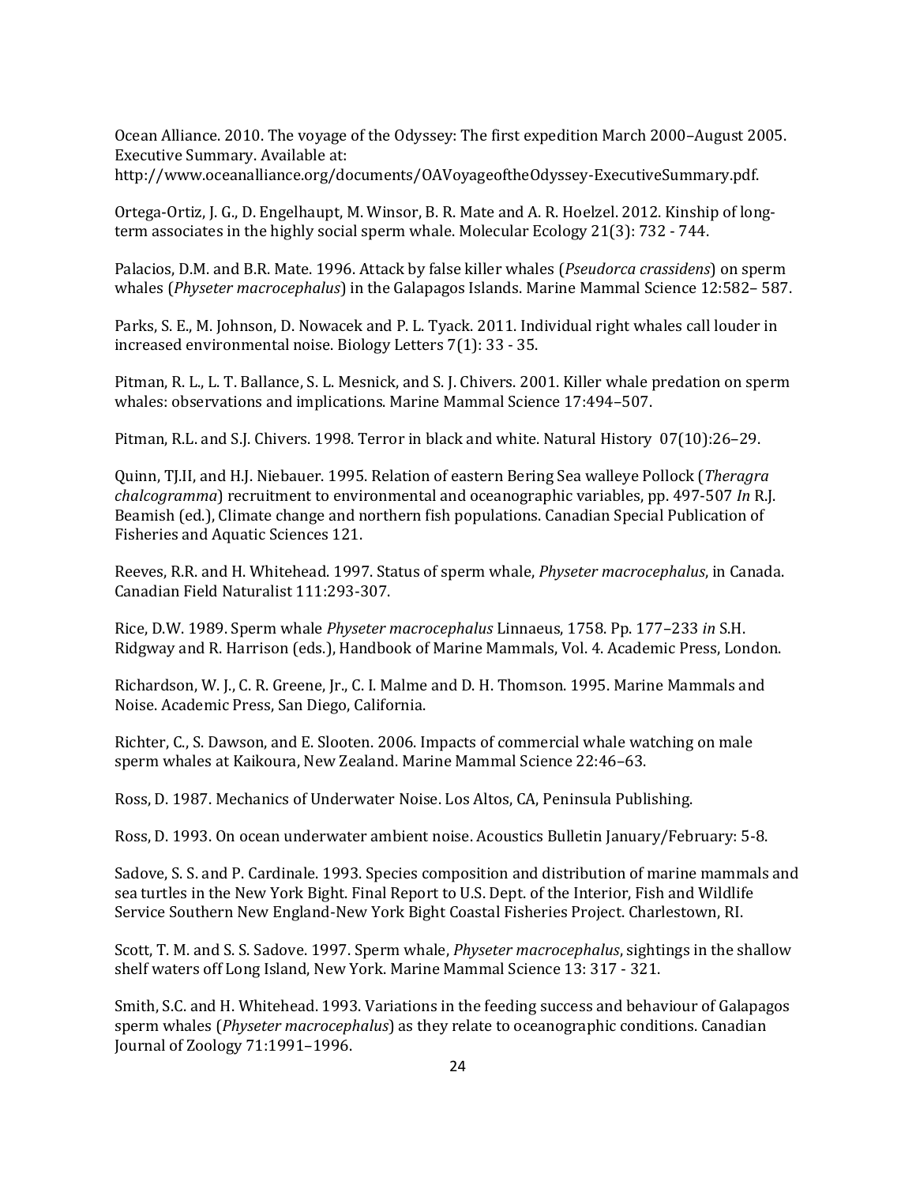Ocean Alliance. 2010. The voyage of the Odyssey: The first expedition March 2000–August 2005. Executive Summary. Available at: http://www.oceanalliance.org/documents/OAVoyageoftheOdyssey-ExecutiveSummary.pdf.

Ortega-Ortiz, J. G., D. Engelhaupt, M. Winsor, B. R. Mate and A. R. Hoelzel. 2012. Kinship of long-term associates in the highly social sperm whale. Molecular Ecology 21(3): 732 - 744.

Palacios, D.M. and B.R. Mate. 1996. Attack by false killer whales (*Pseudorca crassidens*) on sperm whales (*Physeter macrocephalus*) in the Galapagos Islands. Marine Mammal Science 12:582– 587.

Parks, S. E., M. Johnson, D. Nowacek and P. L. Tyack. 2011. Individual right whales call louder in increased environmental noise. Biology Letters 7(1): 33 - 35.

Pitman, R. L., L. T. Ballance, S. L. Mesnick, and S. J. Chivers. 2001. Killer whale predation on sperm whales: observations and implications. Marine Mammal Science 17:494–507.

Pitman, R.L. and S.J. Chivers. 1998. Terror in black and white. Natural History 07(10):26–29.

Quinn, TJ.II, and H.J. Niebauer. 1995. Relation of eastern Bering Sea walleye Pollock (*Theragra chalcogramma*) recruitment to environmental and oceanographic variables, pp. 497-507 *In* R.J. Beamish (ed.), Climate change and northern fish populations. Canadian Special Publication of Fisheries and Aquatic Sciences 121.

Reeves, R.R. and H. Whitehead. 1997. Status of sperm whale, *Physeter macrocephalus*, in Canada. Canadian Field Naturalist 111:293-307.

Rice, D.W. 1989. Sperm whale *Physeter macrocephalus* Linnaeus, 1758. Pp. 177–233 *in* S.H. Ridgway and R. Harrison (eds.), Handbook of Marine Mammals, Vol. 4. Academic Press, London.

Richardson, W. J., C. R. Greene, Jr., C. I. Malme and D. H. Thomson. 1995. Marine Mammals and Noise. Academic Press, San Diego, California.

Richter, C., S. Dawson, and E. Slooten. 2006. Impacts of commercial whale watching on male sperm whales at Kaikoura, New Zealand. Marine Mammal Science 22:46–63.

Ross, D. 1987. Mechanics of Underwater Noise. Los Altos, CA, Peninsula Publishing.

Ross, D. 1993. On ocean underwater ambient noise. Acoustics Bulletin January/February: 5-8.

Sadove, S. S. and P. Cardinale. 1993. Species composition and distribution of marine mammals and sea turtles in the New York Bight. Final Report to U.S. Dept. of the Interior, Fish and Wildlife Service Southern New England-New York Bight Coastal Fisheries Project. Charlestown, RI.

Scott, T. M. and S. S. Sadove. 1997. Sperm whale, *Physeter macrocephalus*, sightings in the shallow shelf waters off Long Island, New York. Marine Mammal Science 13: 317 - 321.

Smith, S.C. and H. Whitehead. 1993. Variations in the feeding success and behaviour of Galapagos sperm whales (*Physeter macrocephalus*) as they relate to oceanographic conditions. Canadian Journal of Zoology 71:1991–1996.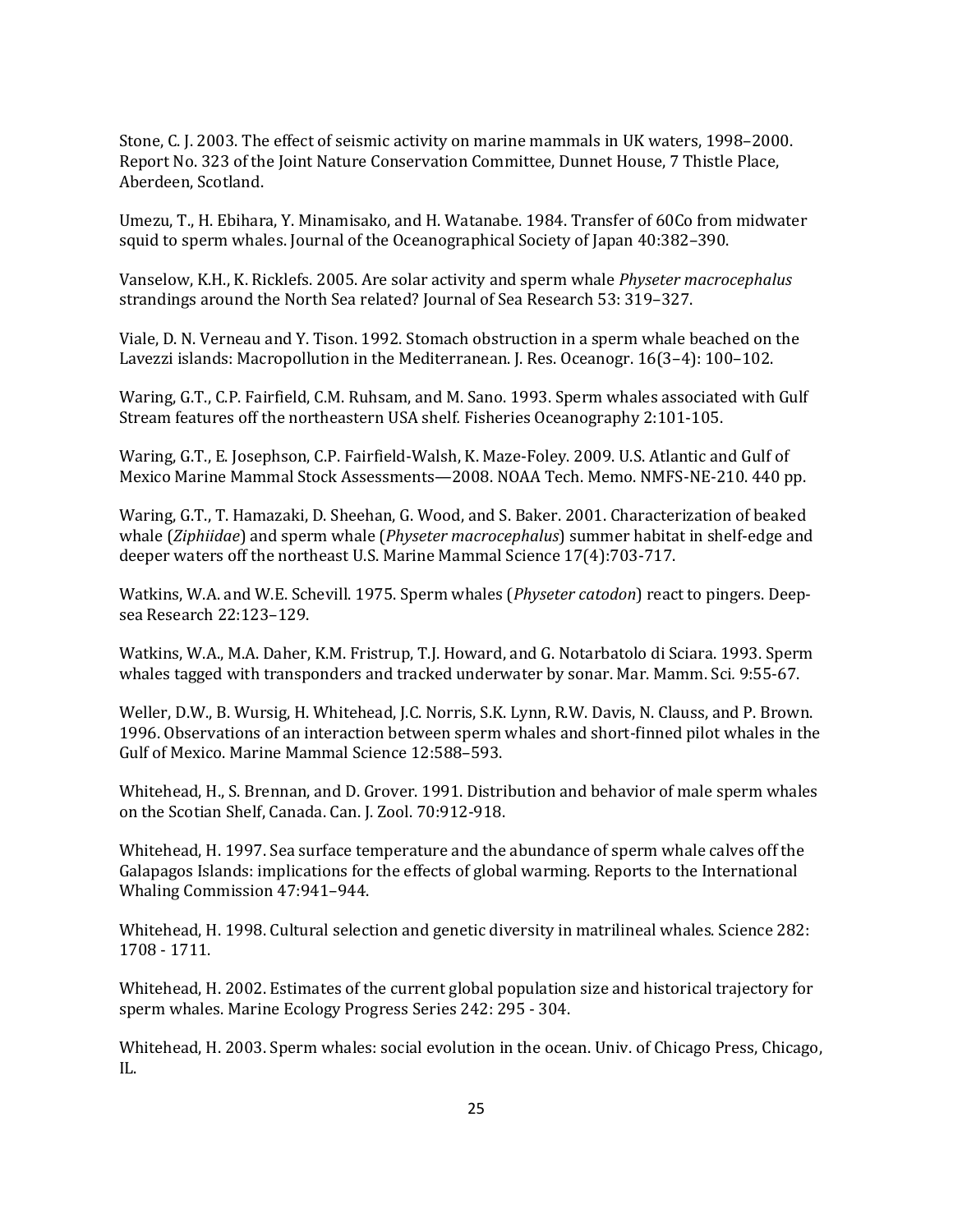Stone, C. J. 2003. The effect of seismic activity on marine mammals in UK waters, 1998–2000. Report No. 323 of the Joint Nature Conservation Committee, Dunnet House, 7 Thistle Place, Aberdeen, Scotland.

Umezu, T., H. Ebihara, Y. Minamisako, and H. Watanabe. 1984. Transfer of 60Co from midwater squid to sperm whales. Journal of the Oceanographical Society of Japan 40:382–390.

Vanselow, K.H., K. Ricklefs. 2005. Are solar activity and sperm whale *Physeter macrocephalus* strandings around the North Sea related? Journal of Sea Research 53: 319–327.

Viale, D. N. Verneau and Y. Tison. 1992. Stomach obstruction in a sperm whale beached on the Lavezzi islands: Macropollution in the Mediterranean. J. Res. Oceanogr. 16(3–4): 100–102.

Waring, G.T., C.P. Fairfield, C.M. Ruhsam, and M. Sano. 1993. Sperm whales associated with Gulf Stream features off the northeastern USA shelf. Fisheries Oceanography 2:101-105.

Waring, G.T., E. Josephson, C.P. Fairfield-Walsh, K. Maze-Foley. 2009. U.S. Atlantic and Gulf of Mexico Marine Mammal Stock Assessments—2008. NOAA Tech. Memo. NMFS-NE-210. 440 pp.

Waring, G.T., T. Hamazaki, D. Sheehan, G. Wood, and S. Baker. 2001. Characterization of beaked whale (*Ziphiidae*) and sperm whale (*Physeter macrocephalus*) summer habitat in shelf-edge and deeper waters off the northeast U.S. Marine Mammal Science 17(4):703-717.

Watkins, W.A. and W.E. Schevill. 1975. Sperm whales (*Physeter catodon*) react to pingers. Deep-sea Research 22:123–129.

Watkins, W.A., M.A. Daher, K.M. Fristrup, T.J. Howard, and G. Notarbatolo di Sciara. 1993. Sperm whales tagged with transponders and tracked underwater by sonar. Mar. Mamm. Sci. 9:55-67.

Weller, D.W., B. Wursig, H. Whitehead, J.C. Norris, S.K. Lynn, R.W. Davis, N. Clauss, and P. Brown. 1996. Observations of an interaction between sperm whales and short-finned pilot whales in the Gulf of Mexico. Marine Mammal Science 12:588–593.

Whitehead, H., S. Brennan, and D. Grover. 1991. Distribution and behavior of male sperm whales on the Scotian Shelf, Canada. Can. J. Zool. 70:912-918.

Whitehead, H. 1997. Sea surface temperature and the abundance of sperm whale calves off the Galapagos Islands: implications for the effects of global warming. Reports to the International Whaling Commission 47:941–944.

Whitehead, H. 1998. Cultural selection and genetic diversity in matrilineal whales. Science 282: 1708 - 1711.

Whitehead, H. 2002. Estimates of the current global population size and historical trajectory for sperm whales. Marine Ecology Progress Series 242: 295 - 304.

Whitehead, H. 2003. Sperm whales: social evolution in the ocean. Univ. of Chicago Press, Chicago, IL.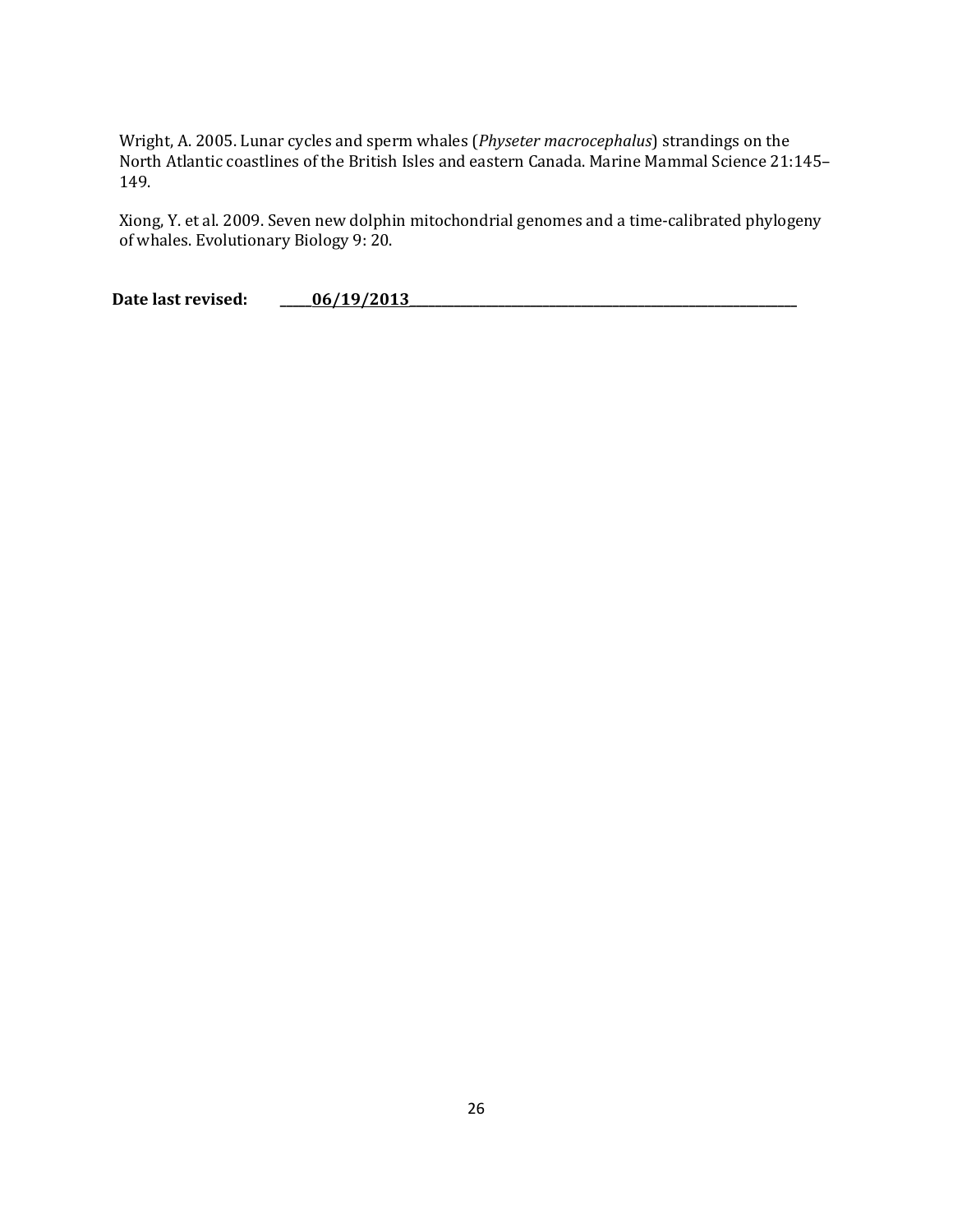Wright, A. 2005. Lunar cycles and sperm whales (*Physeter macrocephalus*) strandings on the North Atlantic coastlines of the British Isles and eastern Canada. Marine Mammal Science 21:145–149.

Xiong, Y. et al. 2009. Seven new dolphin mitochondrial genomes and a time-calibrated phylogeny of whales. Evolutionary Biology 9: 20.

**Date last revised:** ____**06/19/2013**____________________________________________________________